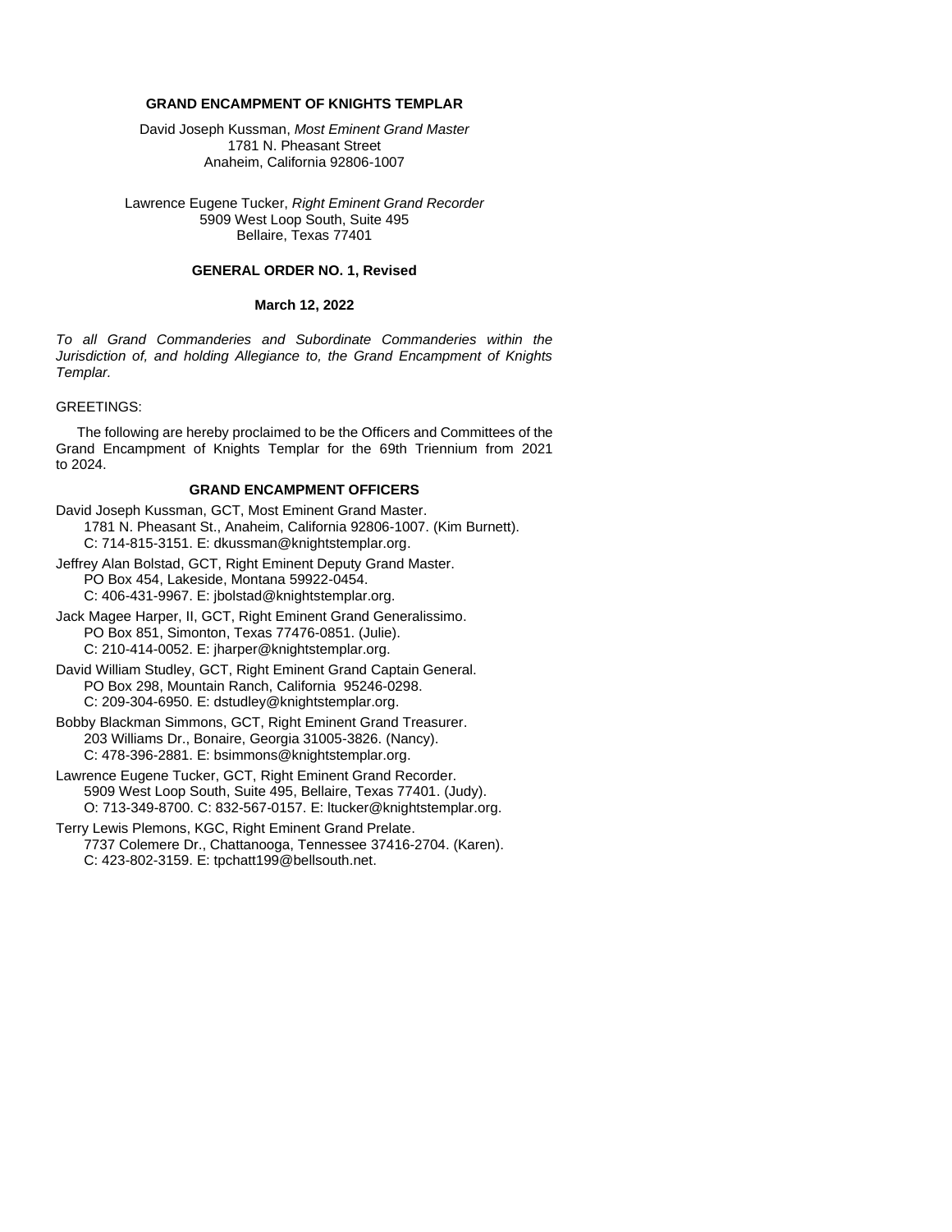**GRAND ENCAMPMENT OF KNIGHTS TEMPLAR**

David Joseph Kussman, *Most Eminent Grand Master*
1781 N. Pheasant Street
Anaheim, California 92806-1007

Lawrence Eugene Tucker, *Right Eminent Grand Recorder*
5909 West Loop South, Suite 495
Bellaire, Texas 77401

**GENERAL ORDER NO. 1, Revised**

**March 12, 2022**

*To all Grand Commanderies and Subordinate Commanderies within the Jurisdiction of, and holding Allegiance to, the Grand Encampment of Knights Templar.*

GREETINGS:

The following are hereby proclaimed to be the Officers and Committees of the Grand Encampment of Knights Templar for the 69th Triennium from 2021 to 2024.

**GRAND ENCAMPMENT OFFICERS**

David Joseph Kussman, GCT, Most Eminent Grand Master.
1781 N. Pheasant St., Anaheim, California 92806-1007. (Kim Burnett).
C: 714-815-3151. E: dkussman@knightstemplar.org.

Jeffrey Alan Bolstad, GCT, Right Eminent Deputy Grand Master.
PO Box 454, Lakeside, Montana 59922-0454.
C: 406-431-9967. E: jbolstad@knightstemplar.org.

Jack Magee Harper, II, GCT, Right Eminent Grand Generalissimo.
PO Box 851, Simonton, Texas 77476-0851. (Julie).
C: 210-414-0052. E: jharper@knightstemplar.org.

David William Studley, GCT, Right Eminent Grand Captain General.
PO Box 298, Mountain Ranch, California 95246-0298.
C: 209-304-6950. E: dstudley@knightstemplar.org.

Bobby Blackman Simmons, GCT, Right Eminent Grand Treasurer.
203 Williams Dr., Bonaire, Georgia 31005-3826. (Nancy).
C: 478-396-2881. E: bsimmons@knightstemplar.org.

Lawrence Eugene Tucker, GCT, Right Eminent Grand Recorder.
5909 West Loop South, Suite 495, Bellaire, Texas 77401. (Judy).
O: 713-349-8700. C: 832-567-0157. E: ltucker@knightstemplar.org.

Terry Lewis Plemons, KGC, Right Eminent Grand Prelate.
7737 Colemere Dr., Chattanooga, Tennessee 37416-2704. (Karen).
C: 423-802-3159. E: tpchatt199@bellsouth.net.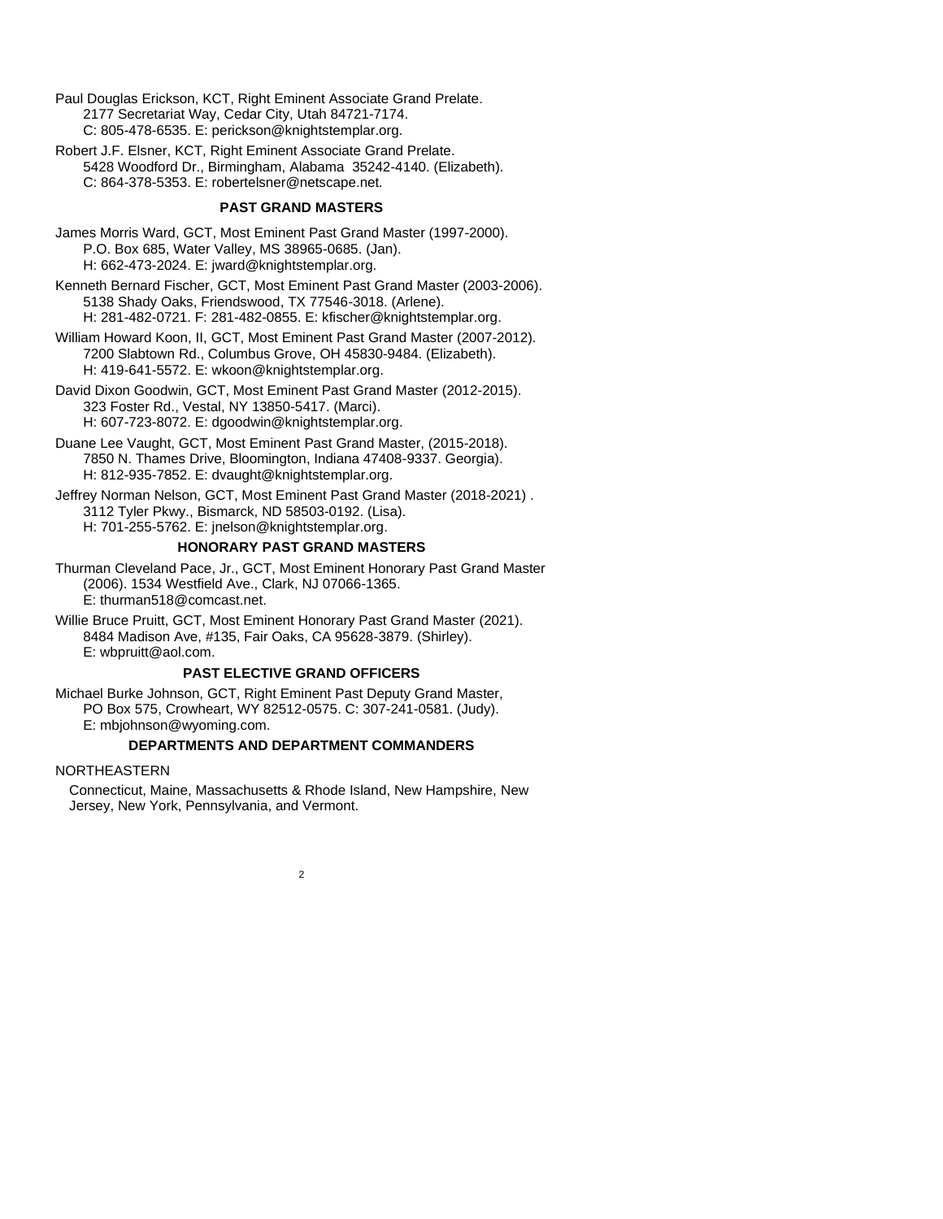Paul Douglas Erickson, KCT, Right Eminent Associate Grand Prelate.
2177 Secretariat Way, Cedar City, Utah 84721-7174.
C: 805-478-6535. E: perickson@knightstemplar.org.

Robert J.F. Elsner, KCT, Right Eminent Associate Grand Prelate.
5428 Woodford Dr., Birmingham, Alabama 35242-4140. (Elizabeth).
C: 864-378-5353. E: robertelsner@netscape.net.

### PAST GRAND MASTERS

James Morris Ward, GCT, Most Eminent Past Grand Master (1997-2000).
P.O. Box 685, Water Valley, MS 38965-0685. (Jan).
H: 662-473-2024. E: jward@knightstemplar.org.

Kenneth Bernard Fischer, GCT, Most Eminent Past Grand Master (2003-2006).
5138 Shady Oaks, Friendswood, TX 77546-3018. (Arlene).
H: 281-482-0721. F: 281-482-0855. E: kfischer@knightstemplar.org.

William Howard Koon, II, GCT, Most Eminent Past Grand Master (2007-2012).
7200 Slabtown Rd., Columbus Grove, OH 45830-9484. (Elizabeth).
H: 419-641-5572. E: wkoon@knightstemplar.org.

David Dixon Goodwin, GCT, Most Eminent Past Grand Master (2012-2015).
323 Foster Rd., Vestal, NY 13850-5417. (Marci).
H: 607-723-8072. E: dgoodwin@knightstemplar.org.

Duane Lee Vaught, GCT, Most Eminent Past Grand Master, (2015-2018).
7850 N. Thames Drive, Bloomington, Indiana 47408-9337. Georgia).
H: 812-935-7852. E: dvaught@knightstemplar.org.

Jeffrey Norman Nelson, GCT, Most Eminent Past Grand Master (2018-2021) .
3112 Tyler Pkwy., Bismarck, ND 58503-0192. (Lisa).
H: 701-255-5762. E: jnelson@knightstemplar.org.

### HONORARY PAST GRAND MASTERS

Thurman Cleveland Pace, Jr., GCT, Most Eminent Honorary Past Grand Master (2006). 1534 Westfield Ave., Clark, NJ 07066-1365.
E: thurman518@comcast.net.

Willie Bruce Pruitt, GCT, Most Eminent Honorary Past Grand Master (2021).
8484 Madison Ave, #135, Fair Oaks, CA 95628-3879. (Shirley).
E: wbpruitt@aol.com.

### PAST ELECTIVE GRAND OFFICERS

Michael Burke Johnson, GCT, Right Eminent Past Deputy Grand Master,
PO Box 575, Crowheart, WY 82512-0575. C: 307-241-0581. (Judy).
E: mbjohnson@wyoming.com.

### DEPARTMENTS AND DEPARTMENT COMMANDERS

NORTHEASTERN

Connecticut, Maine, Massachusetts & Rhode Island, New Hampshire, New Jersey, New York, Pennsylvania, and Vermont.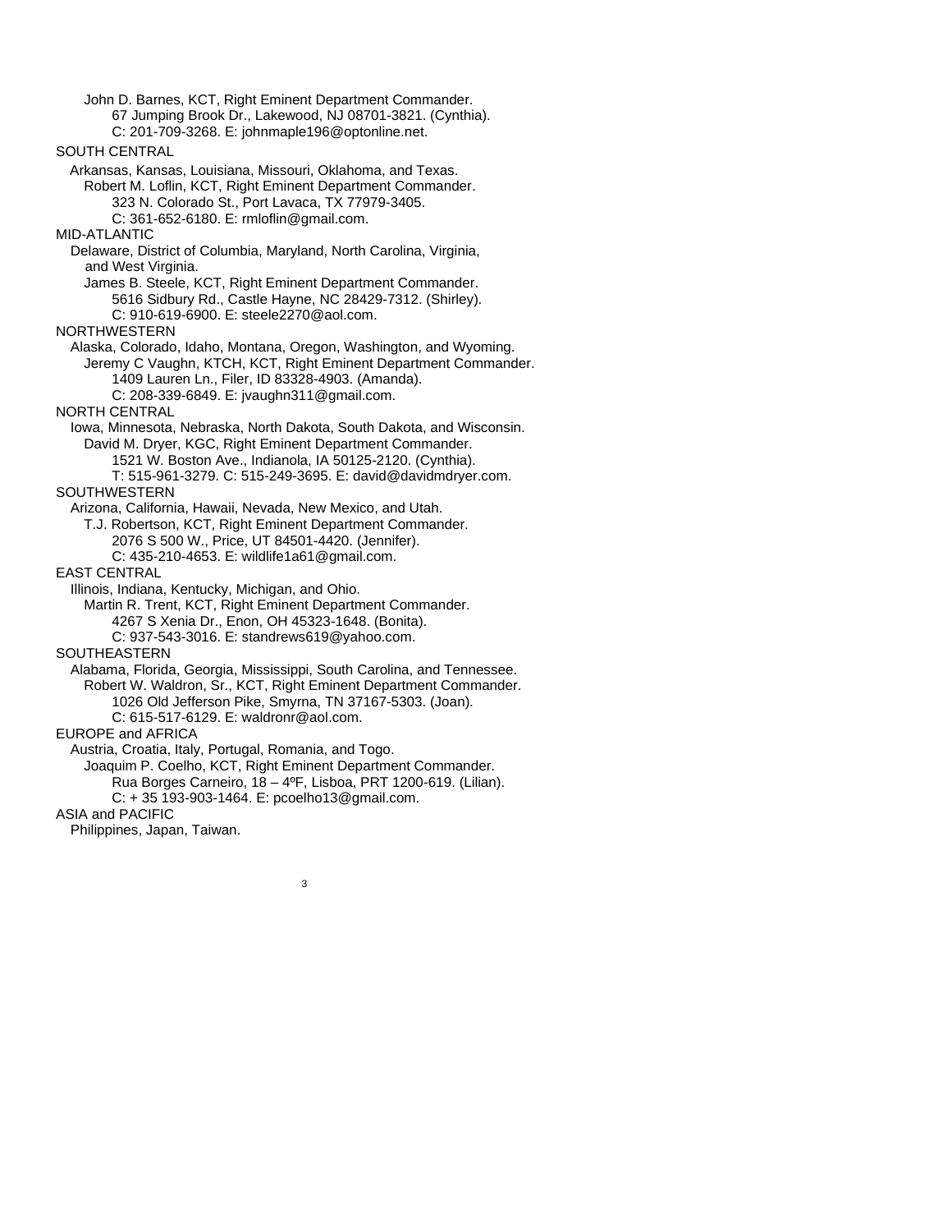John D. Barnes, KCT, Right Eminent Department Commander.
67 Jumping Brook Dr., Lakewood, NJ 08701-3821. (Cynthia).
C: 201-709-3268. E: johnmaple196@optonline.net.

SOUTH CENTRAL

Arkansas, Kansas, Louisiana, Missouri, Oklahoma, and Texas.
Robert M. Loflin, KCT, Right Eminent Department Commander.
323 N. Colorado St., Port Lavaca, TX 77979-3405.
C: 361-652-6180. E: rmloflin@gmail.com.

MID-ATLANTIC

Delaware, District of Columbia, Maryland, North Carolina, Virginia, and West Virginia.
James B. Steele, KCT, Right Eminent Department Commander.
5616 Sidbury Rd., Castle Hayne, NC 28429-7312. (Shirley).
C: 910-619-6900. E: steele2270@aol.com.

NORTHWESTERN

Alaska, Colorado, Idaho, Montana, Oregon, Washington, and Wyoming.
Jeremy C Vaughn, KTCH, KCT, Right Eminent Department Commander.
1409 Lauren Ln., Filer, ID 83328-4903. (Amanda).
C: 208-339-6849. E: jvaughn311@gmail.com.

NORTH CENTRAL

Iowa, Minnesota, Nebraska, North Dakota, South Dakota, and Wisconsin.
David M. Dryer, KGC, Right Eminent Department Commander.
1521 W. Boston Ave., Indianola, IA 50125-2120. (Cynthia).
T: 515-961-3279. C: 515-249-3695. E: david@davidmdryer.com.

SOUTHWESTERN

Arizona, California, Hawaii, Nevada, New Mexico, and Utah.
T.J. Robertson, KCT, Right Eminent Department Commander.
2076 S 500 W., Price, UT 84501-4420. (Jennifer).
C: 435-210-4653. E: wildlife1a61@gmail.com.

EAST CENTRAL

Illinois, Indiana, Kentucky, Michigan, and Ohio.
Martin R. Trent, KCT, Right Eminent Department Commander.
4267 S Xenia Dr., Enon, OH 45323-1648. (Bonita).
C: 937-543-3016. E: standrews619@yahoo.com.

SOUTHEASTERN

Alabama, Florida, Georgia, Mississippi, South Carolina, and Tennessee.
Robert W. Waldron, Sr., KCT, Right Eminent Department Commander.
1026 Old Jefferson Pike, Smyrna, TN 37167-5303. (Joan).
C: 615-517-6129. E: waldronr@aol.com.

EUROPE and AFRICA

Austria, Croatia, Italy, Portugal, Romania, and Togo.
Joaquim P. Coelho, KCT, Right Eminent Department Commander.
Rua Borges Carneiro, 18 – 4ºF, Lisboa, PRT 1200-619. (Lilian).
C: + 35 193-903-1464. E: pcoelho13@gmail.com.

ASIA and PACIFIC

Philippines, Japan, Taiwan.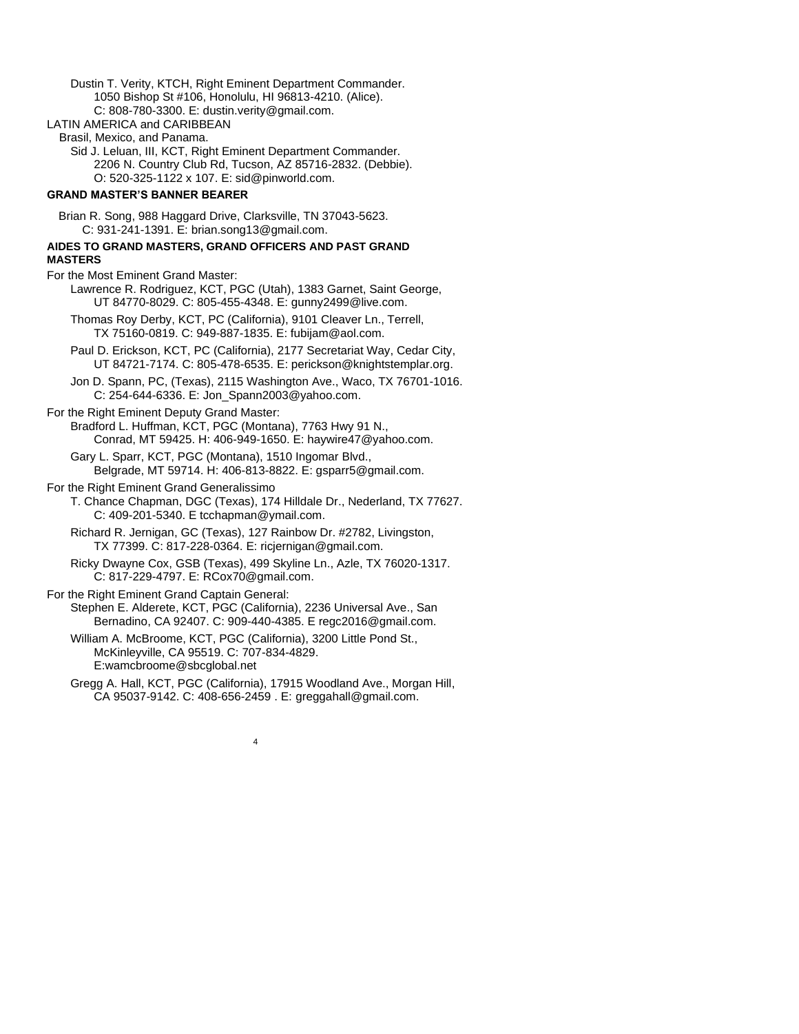Dustin T. Verity, KTCH, Right Eminent Department Commander.
1050 Bishop St #106, Honolulu, HI 96813-4210. (Alice).
C: 808-780-3300. E: dustin.verity@gmail.com.

LATIN AMERICA and CARIBBEAN

Brasil, Mexico, and Panama.

Sid J. Leluan, III, KCT, Right Eminent Department Commander.
2206 N. Country Club Rd, Tucson, AZ 85716-2832. (Debbie).
O: 520-325-1122 x 107. E: sid@pinworld.com.

**GRAND MASTER'S BANNER BEARER**

Brian R. Song, 988 Haggard Drive, Clarksville, TN 37043-5623.
C: 931-241-1391. E: brian.song13@gmail.com.

**AIDES TO GRAND MASTERS, GRAND OFFICERS AND PAST GRAND MASTERS**

For the Most Eminent Grand Master:

Lawrence R. Rodriguez, KCT, PGC (Utah), 1383 Garnet, Saint George, UT 84770-8029. C: 805-455-4348. E: gunny2499@live.com.

Thomas Roy Derby, KCT, PC (California), 9101 Cleaver Ln., Terrell, TX 75160-0819. C: 949-887-1835. E: fubijam@aol.com.

Paul D. Erickson, KCT, PC (California), 2177 Secretariat Way, Cedar City, UT 84721-7174. C: 805-478-6535. E: perickson@knightstemplar.org.

Jon D. Spann, PC, (Texas), 2115 Washington Ave., Waco, TX 76701-1016. C: 254-644-6336. E: Jon_Spann2003@yahoo.com.

For the Right Eminent Deputy Grand Master:

Bradford L. Huffman, KCT, PGC (Montana), 7763 Hwy 91 N., Conrad, MT 59425. H: 406-949-1650. E: haywire47@yahoo.com.

Gary L. Sparr, KCT, PGC (Montana), 1510 Ingomar Blvd., Belgrade, MT 59714. H: 406-813-8822. E: gsparr5@gmail.com.

For the Right Eminent Grand Generalissimo

T. Chance Chapman, DGC (Texas), 174 Hilldale Dr., Nederland, TX 77627. C: 409-201-5340. E tcchapman@ymail.com.

Richard R. Jernigan, GC (Texas), 127 Rainbow Dr. #2782, Livingston, TX 77399. C: 817-228-0364. E: ricjernigan@gmail.com.

Ricky Dwayne Cox, GSB (Texas), 499 Skyline Ln., Azle, TX 76020-1317. C: 817-229-4797. E: RCox70@gmail.com.

For the Right Eminent Grand Captain General:

Stephen E. Alderete, KCT, PGC (California), 2236 Universal Ave., San Bernadino, CA 92407. C: 909-440-4385. E regc2016@gmail.com.

William A. McBroome, KCT, PGC (California), 3200 Little Pond St., McKinleyville, CA 95519. C: 707-834-4829. E:wamcbroome@sbcglobal.net

Gregg A. Hall, KCT, PGC (California), 17915 Woodland Ave., Morgan Hill, CA 95037-9142. C: 408-656-2459 . E: greggahall@gmail.com.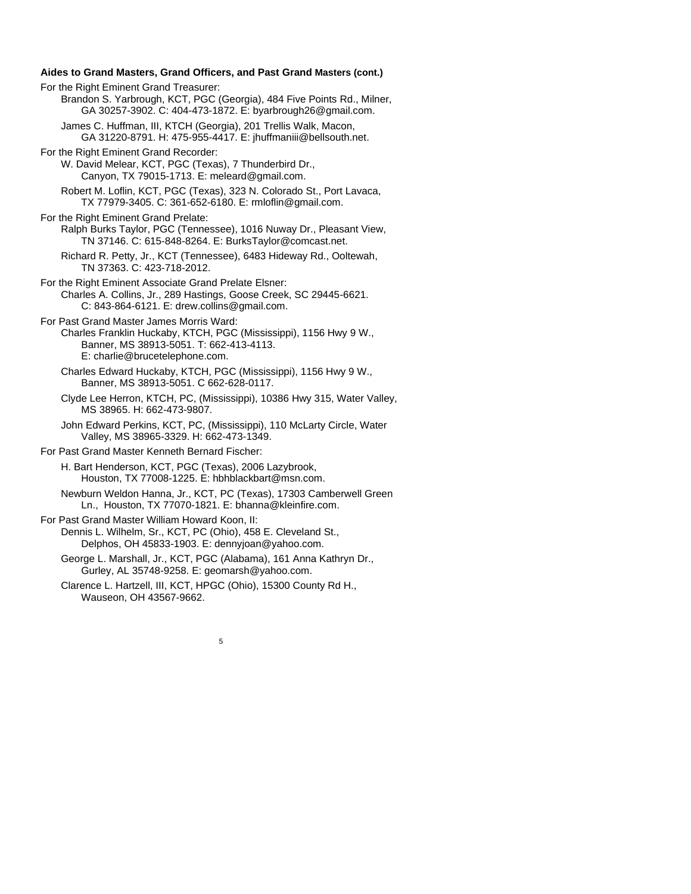**Aides to Grand Masters, Grand Officers, and Past Grand Masters (cont.)**

For the Right Eminent Grand Treasurer:

- Brandon S. Yarbrough, KCT, PGC (Georgia), 484 Five Points Rd., Milner, GA 30257-3902. C: 404-473-1872. E: byarbrough26@gmail.com.
- James C. Huffman, III, KTCH (Georgia), 201 Trellis Walk, Macon, GA 31220-8791. H: 475-955-4417. E: jhuffmaniii@bellsouth.net.

For the Right Eminent Grand Recorder:

- W. David Melear, KCT, PGC (Texas), 7 Thunderbird Dr., Canyon, TX 79015-1713. E: meleard@gmail.com.
- Robert M. Loflin, KCT, PGC (Texas), 323 N. Colorado St., Port Lavaca, TX 77979-3405. C: 361-652-6180. E: rmloflin@gmail.com.

For the Right Eminent Grand Prelate:

- Ralph Burks Taylor, PGC (Tennessee), 1016 Nuway Dr., Pleasant View, TN 37146. C: 615-848-8264. E: BurksTaylor@comcast.net.
- Richard R. Petty, Jr., KCT (Tennessee), 6483 Hideway Rd., Ooltewah, TN 37363. C: 423-718-2012.

For the Right Eminent Associate Grand Prelate Elsner:

- Charles A. Collins, Jr., 289 Hastings, Goose Creek, SC 29445-6621. C: 843-864-6121. E: drew.collins@gmail.com.

For Past Grand Master James Morris Ward:

- Charles Franklin Huckaby, KTCH, PGC (Mississippi), 1156 Hwy 9 W., Banner, MS 38913-5051. T: 662-413-4113. E: charlie@brucetelephone.com.
- Charles Edward Huckaby, KTCH, PGC (Mississippi), 1156 Hwy 9 W., Banner, MS 38913-5051. C 662-628-0117.
- Clyde Lee Herron, KTCH, PC, (Mississippi), 10386 Hwy 315, Water Valley, MS 38965. H: 662-473-9807.
- John Edward Perkins, KCT, PC, (Mississippi), 110 McLarty Circle, Water Valley, MS 38965-3329. H: 662-473-1349.

For Past Grand Master Kenneth Bernard Fischer:

- H. Bart Henderson, KCT, PGC (Texas), 2006 Lazybrook, Houston, TX 77008-1225. E: hbhblackbart@msn.com.
- Newburn Weldon Hanna, Jr., KCT, PC (Texas), 17303 Camberwell Green Ln., Houston, TX 77070-1821. E: bhanna@kleinfire.com.

For Past Grand Master William Howard Koon, II:

- Dennis L. Wilhelm, Sr., KCT, PC (Ohio), 458 E. Cleveland St., Delphos, OH 45833-1903. E: dennyjoan@yahoo.com.
- George L. Marshall, Jr., KCT, PGC (Alabama), 161 Anna Kathryn Dr., Gurley, AL 35748-9258. E: geomarsh@yahoo.com.
- Clarence L. Hartzell, III, KCT, HPGC (Ohio), 15300 County Rd H., Wauseon, OH 43567-9662.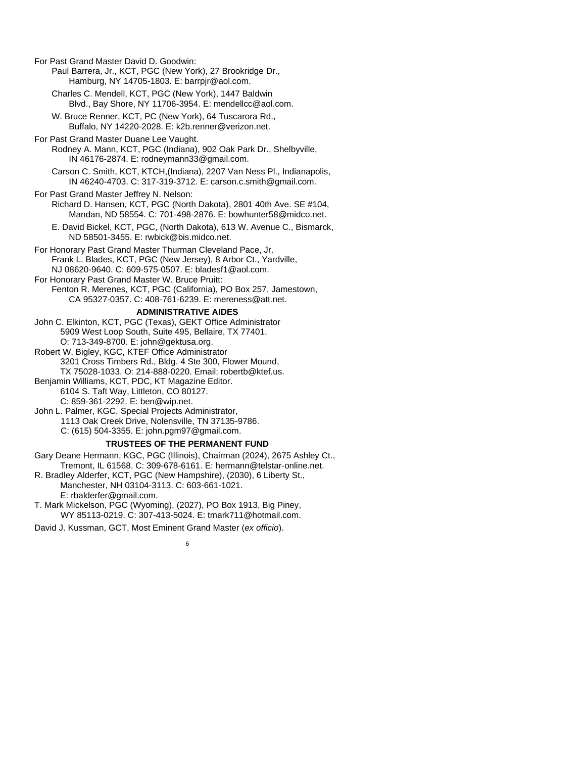For Past Grand Master David D. Goodwin:

Paul Barrera, Jr., KCT, PGC (New York), 27 Brookridge Dr., Hamburg, NY 14705-1803. E: barrpjr@aol.com.

Charles C. Mendell, KCT, PGC (New York), 1447 Baldwin Blvd., Bay Shore, NY 11706-3954. E: mendellcc@aol.com.

W. Bruce Renner, KCT, PC (New York), 64 Tuscarora Rd., Buffalo, NY 14220-2028. E: k2b.renner@verizon.net.

For Past Grand Master Duane Lee Vaught.

Rodney A. Mann, KCT, PGC (Indiana), 902 Oak Park Dr., Shelbyville, IN 46176-2874. E: rodneymann33@gmail.com.

Carson C. Smith, KCT, KTCH,(Indiana), 2207 Van Ness Pl., Indianapolis, IN 46240-4703. C: 317-319-3712. E: carson.c.smith@gmail.com.

For Past Grand Master Jeffrey N. Nelson:

Richard D. Hansen, KCT, PGC (North Dakota), 2801 40th Ave. SE #104, Mandan, ND 58554. C: 701-498-2876. E: bowhunter58@midco.net.

E. David Bickel, KCT, PGC, (North Dakota), 613 W. Avenue C., Bismarck, ND 58501-3455. E: rwbick@bis.midco.net.

For Honorary Past Grand Master Thurman Cleveland Pace, Jr.

Frank L. Blades, KCT, PGC (New Jersey), 8 Arbor Ct., Yardville, NJ 08620-9640. C: 609-575-0507. E: bladesf1@aol.com.

For Honorary Past Grand Master W. Bruce Pruitt:

Fenton R. Merenes, KCT, PGC (California), PO Box 257, Jamestown, CA 95327-0357. C: 408-761-6239. E: mereness@att.net.

## ADMINISTRATIVE AIDES

John C. Elkinton, KCT, PGC (Texas), GEKT Office Administrator 5909 West Loop South, Suite 495, Bellaire, TX 77401. O: 713-349-8700. E: john@gektusa.org.

Robert W. Bigley, KGC, KTEF Office Administrator 3201 Cross Timbers Rd., Bldg. 4 Ste 300, Flower Mound, TX 75028-1033. O: 214-888-0220. Email: robertb@ktef.us.

Benjamin Williams, KCT, PDC, KT Magazine Editor. 6104 S. Taft Way, Littleton, CO 80127. C: 859-361-2292. E: ben@wip.net.

John L. Palmer, KGC, Special Projects Administrator, 1113 Oak Creek Drive, Nolensville, TN 37135-9786. C: (615) 504-3355. E: john.pgm97@gmail.com.

## TRUSTEES OF THE PERMANENT FUND

Gary Deane Hermann, KGC, PGC (Illinois), Chairman (2024), 2675 Ashley Ct., Tremont, IL 61568. C: 309-678-6161. E: hermann@telstar-online.net.

R. Bradley Alderfer, KCT, PGC (New Hampshire), (2030), 6 Liberty St., Manchester, NH 03104-3113. C: 603-661-1021. E: rbalderfer@gmail.com.

T. Mark Mickelson, PGC (Wyoming), (2027), PO Box 1913, Big Piney, WY 85113-0219. C: 307-413-5024. E: tmark711@hotmail.com.

David J. Kussman, GCT, Most Eminent Grand Master (*ex officio*).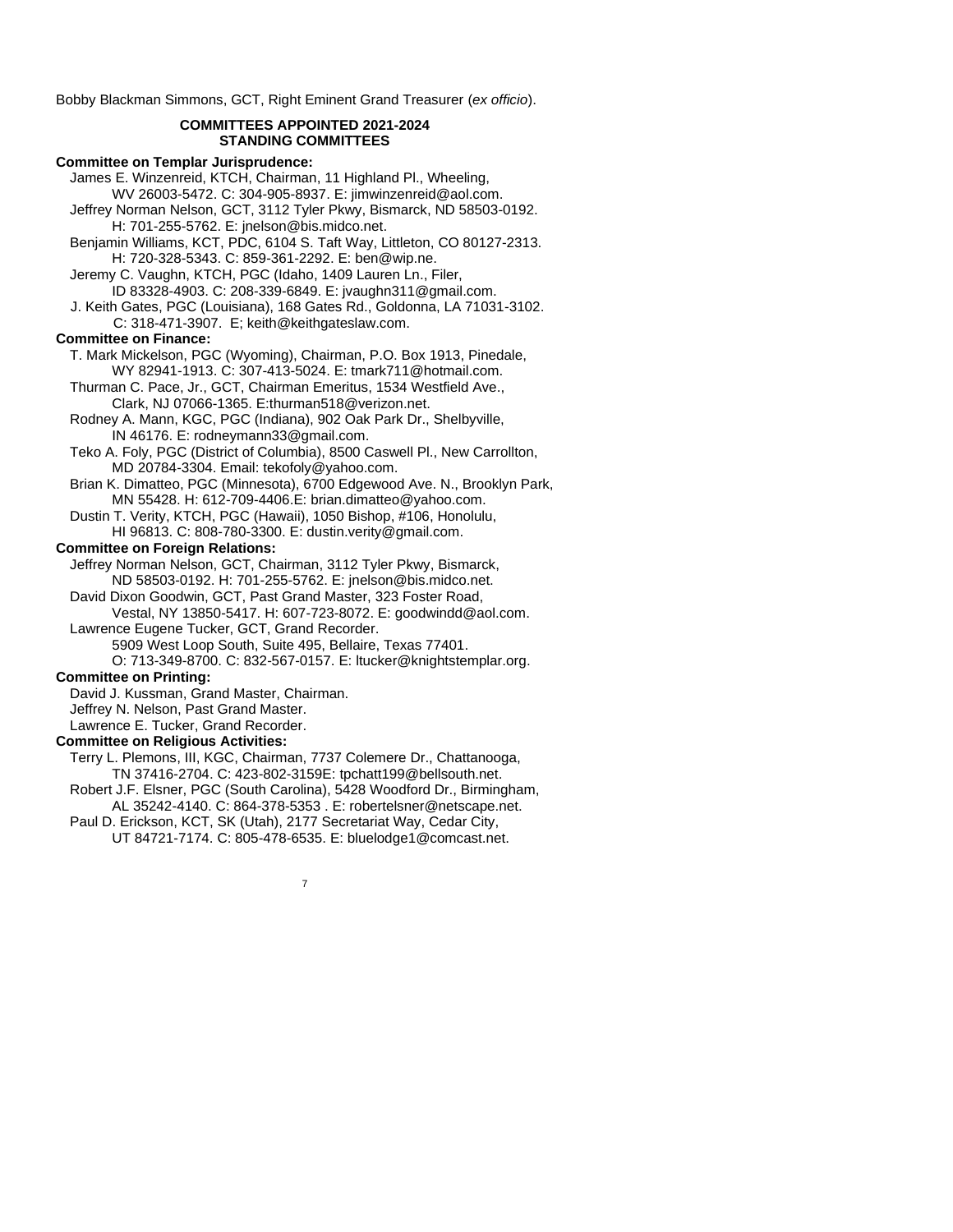Bobby Blackman Simmons, GCT, Right Eminent Grand Treasurer (*ex officio*).

## COMMITTEES APPOINTED 2021-2024
## STANDING COMMITTEES

**Committee on Templar Jurisprudence:**

James E. Winzenreid, KTCH, Chairman, 11 Highland Pl., Wheeling, WV 26003-5472. C: 304-905-8937. E: jimwinzenreid@aol.com.

Jeffrey Norman Nelson, GCT, 3112 Tyler Pkwy, Bismarck, ND 58503-0192. H: 701-255-5762. E: jnelson@bis.midco.net.

Benjamin Williams, KCT, PDC, 6104 S. Taft Way, Littleton, CO 80127-2313. H: 720-328-5343. C: 859-361-2292. E: ben@wip.ne.

Jeremy C. Vaughn, KTCH, PGC (Idaho, 1409 Lauren Ln., Filer, ID 83328-4903. C: 208-339-6849. E: jvaughn311@gmail.com.

J. Keith Gates, PGC (Louisiana), 168 Gates Rd., Goldonna, LA 71031-3102. C: 318-471-3907. E; keith@keithgateslaw.com.

**Committee on Finance:**

T. Mark Mickelson, PGC (Wyoming), Chairman, P.O. Box 1913, Pinedale, WY 82941-1913. C: 307-413-5024. E: tmark711@hotmail.com.

Thurman C. Pace, Jr., GCT, Chairman Emeritus, 1534 Westfield Ave., Clark, NJ 07066-1365. E:thurman518@verizon.net.

Rodney A. Mann, KGC, PGC (Indiana), 902 Oak Park Dr., Shelbyville, IN 46176. E: rodneymann33@gmail.com.

Teko A. Foly, PGC (District of Columbia), 8500 Caswell Pl., New Carrollton, MD 20784-3304. Email: tekofoly@yahoo.com.

Brian K. Dimatteo, PGC (Minnesota), 6700 Edgewood Ave. N., Brooklyn Park, MN 55428. H: 612-709-4406.E: brian.dimatteo@yahoo.com.

Dustin T. Verity, KTCH, PGC (Hawaii), 1050 Bishop, #106, Honolulu, HI 96813. C: 808-780-3300. E: dustin.verity@gmail.com.

**Committee on Foreign Relations:**

Jeffrey Norman Nelson, GCT, Chairman, 3112 Tyler Pkwy, Bismarck, ND 58503-0192. H: 701-255-5762. E: jnelson@bis.midco.net.

David Dixon Goodwin, GCT, Past Grand Master, 323 Foster Road, Vestal, NY 13850-5417. H: 607-723-8072. E: goodwindd@aol.com.

Lawrence Eugene Tucker, GCT, Grand Recorder. 5909 West Loop South, Suite 495, Bellaire, Texas 77401. O: 713-349-8700. C: 832-567-0157. E: ltucker@knightstemplar.org.

**Committee on Printing:**

David J. Kussman, Grand Master, Chairman.

Jeffrey N. Nelson, Past Grand Master.

Lawrence E. Tucker, Grand Recorder.

**Committee on Religious Activities:**

Terry L. Plemons, III, KGC, Chairman, 7737 Colemere Dr., Chattanooga, TN 37416-2704. C: 423-802-3159E: tpchatt199@bellsouth.net.

Robert J.F. Elsner, PGC (South Carolina), 5428 Woodford Dr., Birmingham, AL 35242-4140. C: 864-378-5353 . E: robertelsner@netscape.net.

Paul D. Erickson, KCT, SK (Utah), 2177 Secretariat Way, Cedar City, UT 84721-7174. C: 805-478-6535. E: bluelodge1@comcast.net.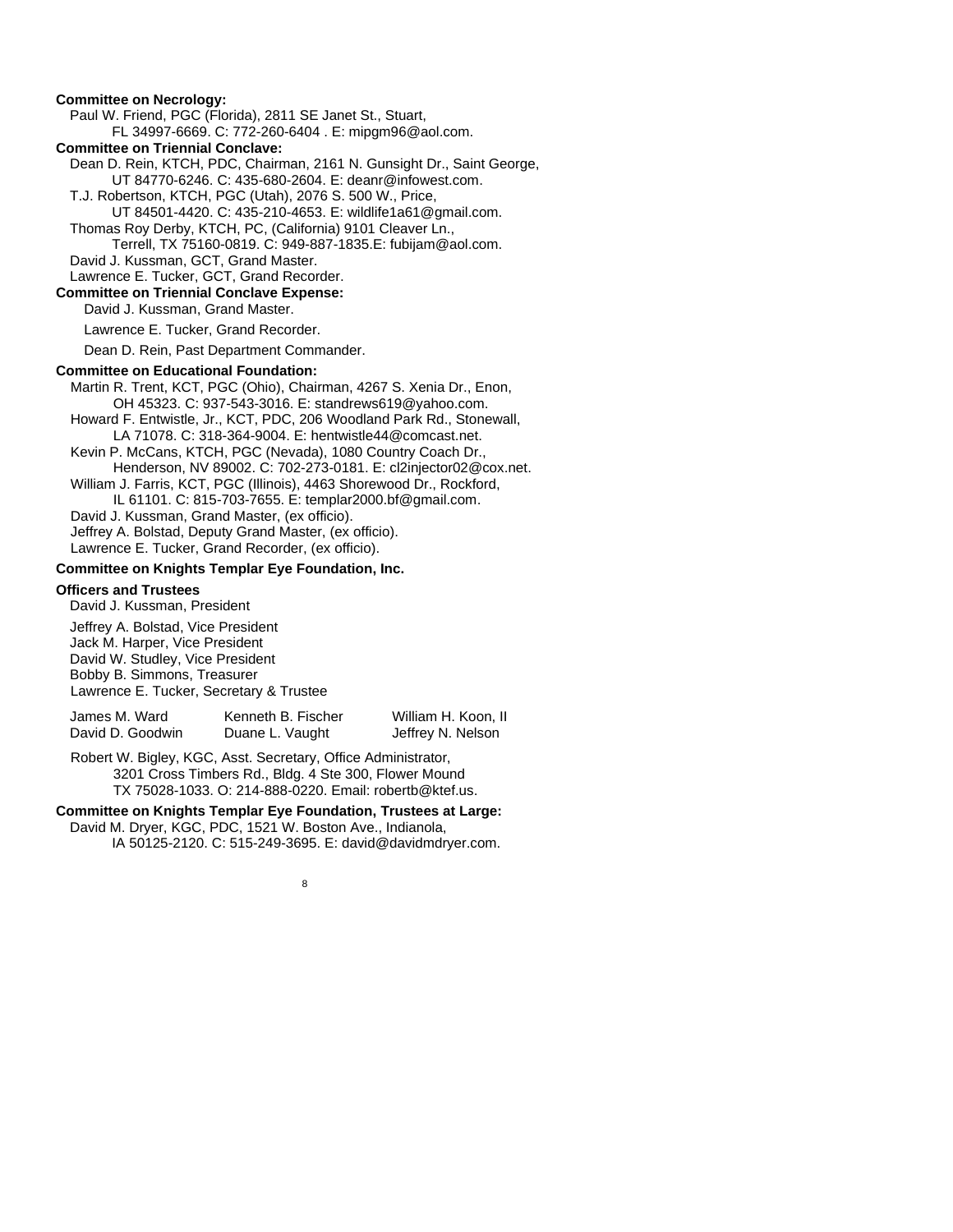**Committee on Necrology:**

Paul W. Friend, PGC (Florida), 2811 SE Janet St., Stuart, FL 34997-6669. C: 772-260-6404 . E: mipgm96@aol.com.

**Committee on Triennial Conclave:**

Dean D. Rein, KTCH, PDC, Chairman, 2161 N. Gunsight Dr., Saint George, UT 84770-6246. C: 435-680-2604. E: deanr@infowest.com.

T.J. Robertson, KTCH, PGC (Utah), 2076 S. 500 W., Price, UT 84501-4420. C: 435-210-4653. E: wildlife1a61@gmail.com.

Thomas Roy Derby, KTCH, PC, (California) 9101 Cleaver Ln., Terrell, TX 75160-0819. C: 949-887-1835.E: fubijam@aol.com.

David J. Kussman, GCT, Grand Master.

Lawrence E. Tucker, GCT, Grand Recorder.

**Committee on Triennial Conclave Expense:**

David J. Kussman, Grand Master.

Lawrence E. Tucker, Grand Recorder.

Dean D. Rein, Past Department Commander.

**Committee on Educational Foundation:**

Martin R. Trent, KCT, PGC (Ohio), Chairman, 4267 S. Xenia Dr., Enon, OH 45323. C: 937-543-3016. E: standrews619@yahoo.com.

Howard F. Entwistle, Jr., KCT, PDC, 206 Woodland Park Rd., Stonewall, LA 71078. C: 318-364-9004. E: hentwistle44@comcast.net.

Kevin P. McCans, KTCH, PGC (Nevada), 1080 Country Coach Dr., Henderson, NV 89002. C: 702-273-0181. E: cl2injector02@cox.net.

William J. Farris, KCT, PGC (Illinois), 4463 Shorewood Dr., Rockford, IL 61101. C: 815-703-7655. E: templar2000.bf@gmail.com.

David J. Kussman, Grand Master, (ex officio).

Jeffrey A. Bolstad, Deputy Grand Master, (ex officio).

Lawrence E. Tucker, Grand Recorder, (ex officio).

**Committee on Knights Templar Eye Foundation, Inc.**

**Officers and Trustees**

David J. Kussman, President

Jeffrey A. Bolstad, Vice President
Jack M. Harper, Vice President
David W. Studley, Vice President
Bobby B. Simmons, Treasurer
Lawrence E. Tucker, Secretary & Trustee

| | | |
|---|---|---|
| James M. Ward | Kenneth B. Fischer | William H. Koon, II |
| David D. Goodwin | Duane L. Vaught | Jeffrey N. Nelson |

Robert W. Bigley, KGC, Asst. Secretary, Office Administrator, 3201 Cross Timbers Rd., Bldg. 4 Ste 300, Flower Mound TX 75028-1033. O: 214-888-0220. Email: robertb@ktef.us.

**Committee on Knights Templar Eye Foundation, Trustees at Large:**

David M. Dryer, KGC, PDC, 1521 W. Boston Ave., Indianola, IA 50125-2120. C: 515-249-3695. E: david@davidmdryer.com.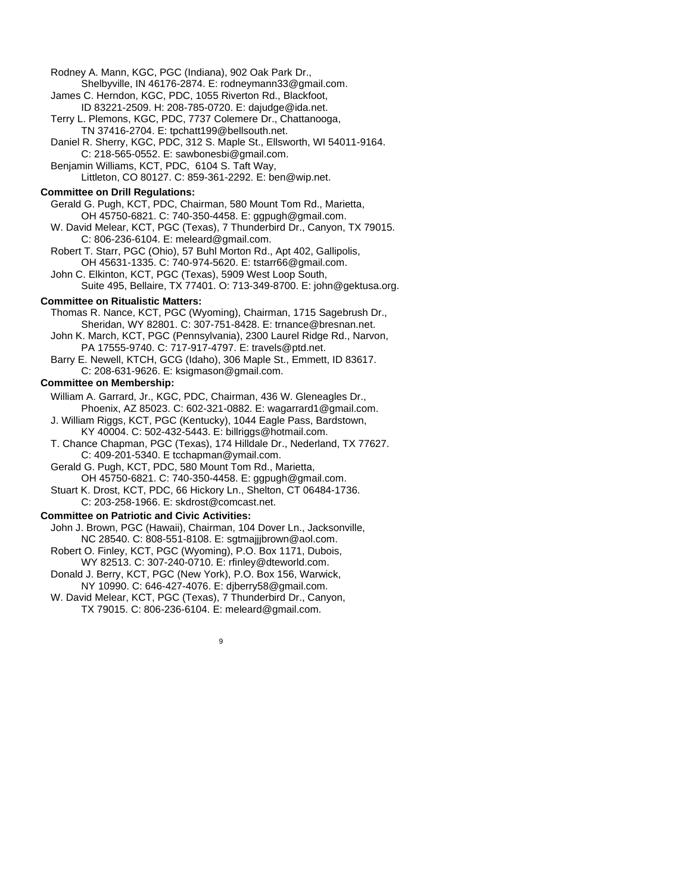Rodney A. Mann, KGC, PGC (Indiana), 902 Oak Park Dr., Shelbyville, IN 46176-2874. E: rodneymann33@gmail.com.

James C. Herndon, KGC, PDC, 1055 Riverton Rd., Blackfoot, ID 83221-2509. H: 208-785-0720. E: dajudge@ida.net.

Terry L. Plemons, KGC, PDC, 7737 Colemere Dr., Chattanooga, TN 37416-2704. E: tpchatt199@bellsouth.net.

Daniel R. Sherry, KGC, PDC, 312 S. Maple St., Ellsworth, WI 54011-9164. C: 218-565-0552. E: sawbonesbi@gmail.com.

Benjamin Williams, KCT, PDC, 6104 S. Taft Way, Littleton, CO 80127. C: 859-361-2292. E: ben@wip.net.

**Committee on Drill Regulations:**

Gerald G. Pugh, KCT, PDC, Chairman, 580 Mount Tom Rd., Marietta, OH 45750-6821. C: 740-350-4458. E: ggpugh@gmail.com.

W. David Melear, KCT, PGC (Texas), 7 Thunderbird Dr., Canyon, TX 79015. C: 806-236-6104. E: meleard@gmail.com.

Robert T. Starr, PGC (Ohio), 57 Buhl Morton Rd., Apt 402, Gallipolis, OH 45631-1335. C: 740-974-5620. E: tstarr66@gmail.com.

John C. Elkinton, KCT, PGC (Texas), 5909 West Loop South, Suite 495, Bellaire, TX 77401. O: 713-349-8700. E: john@gektusa.org.

**Committee on Ritualistic Matters:**

Thomas R. Nance, KCT, PGC (Wyoming), Chairman, 1715 Sagebrush Dr., Sheridan, WY 82801. C: 307-751-8428. E: trnance@bresnan.net.

John K. March, KCT, PGC (Pennsylvania), 2300 Laurel Ridge Rd., Narvon, PA 17555-9740. C: 717-917-4797. E: travels@ptd.net.

Barry E. Newell, KTCH, GCG (Idaho), 306 Maple St., Emmett, ID 83617. C: 208-631-9626. E: ksigmason@gmail.com.

**Committee on Membership:**

William A. Garrard, Jr., KGC, PDC, Chairman, 436 W. Gleneagles Dr., Phoenix, AZ 85023. C: 602-321-0882. E: wagarrard1@gmail.com.

J. William Riggs, KCT, PGC (Kentucky), 1044 Eagle Pass, Bardstown, KY 40004. C: 502-432-5443. E: billriggs@hotmail.com.

T. Chance Chapman, PGC (Texas), 174 Hilldale Dr., Nederland, TX 77627. C: 409-201-5340. E tcchapman@ymail.com.

Gerald G. Pugh, KCT, PDC, 580 Mount Tom Rd., Marietta, OH 45750-6821. C: 740-350-4458. E: ggpugh@gmail.com.

Stuart K. Drost, KCT, PDC, 66 Hickory Ln., Shelton, CT 06484-1736. C: 203-258-1966. E: skdrost@comcast.net.

**Committee on Patriotic and Civic Activities:**

John J. Brown, PGC (Hawaii), Chairman, 104 Dover Ln., Jacksonville, NC 28540. C: 808-551-8108. E: sgtmajjjbrown@aol.com.

Robert O. Finley, KCT, PGC (Wyoming), P.O. Box 1171, Dubois, WY 82513. C: 307-240-0710. E: rfinley@dteworld.com.

Donald J. Berry, KCT, PGC (New York), P.O. Box 156, Warwick, NY 10990. C: 646-427-4076. E: djberry58@gmail.com.

W. David Melear, KCT, PGC (Texas), 7 Thunderbird Dr., Canyon, TX 79015. C: 806-236-6104. E: meleard@gmail.com.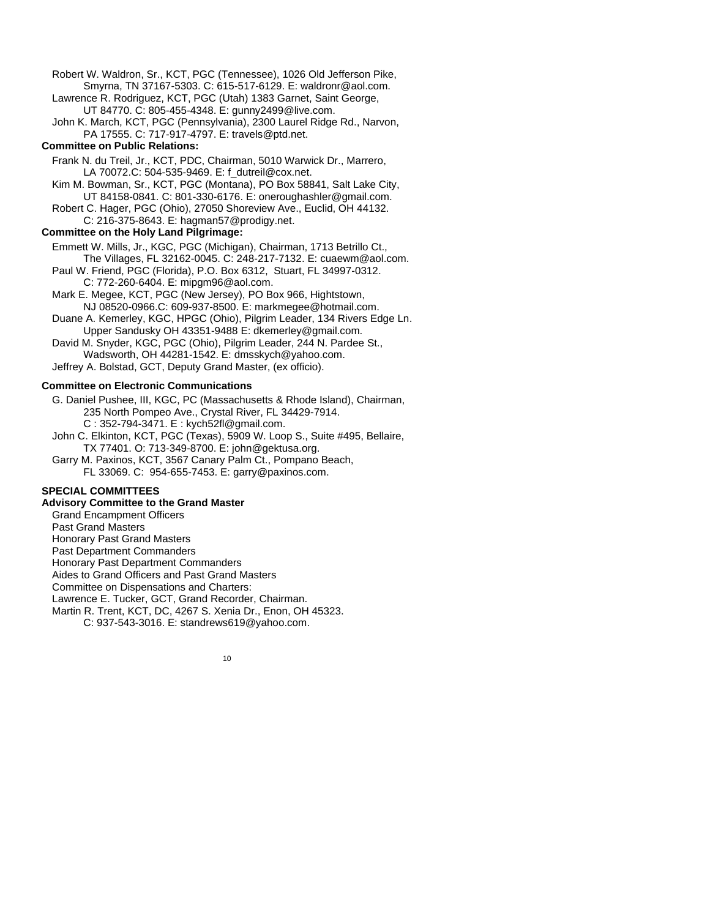Robert W. Waldron, Sr., KCT, PGC (Tennessee), 1026 Old Jefferson Pike, Smyrna, TN 37167-5303. C: 615-517-6129. E: waldronr@aol.com.

Lawrence R. Rodriguez, KCT, PGC (Utah) 1383 Garnet, Saint George, UT 84770. C: 805-455-4348. E: gunny2499@live.com.

John K. March, KCT, PGC (Pennsylvania), 2300 Laurel Ridge Rd., Narvon, PA 17555. C: 717-917-4797. E: travels@ptd.net.

**Committee on Public Relations:**

Frank N. du Treil, Jr., KCT, PDC, Chairman, 5010 Warwick Dr., Marrero, LA 70072.C: 504-535-9469. E: f_dutreil@cox.net.

Kim M. Bowman, Sr., KCT, PGC (Montana), PO Box 58841, Salt Lake City, UT 84158-0841. C: 801-330-6176. E: oneroughashler@gmail.com.

Robert C. Hager, PGC (Ohio), 27050 Shoreview Ave., Euclid, OH 44132. C: 216-375-8643. E: hagman57@prodigy.net.

**Committee on the Holy Land Pilgrimage:**

Emmett W. Mills, Jr., KGC, PGC (Michigan), Chairman, 1713 Betrillo Ct., The Villages, FL 32162-0045. C: 248-217-7132. E: cuaewm@aol.com.

Paul W. Friend, PGC (Florida), P.O. Box 6312, Stuart, FL 34997-0312. C: 772-260-6404. E: mipgm96@aol.com.

Mark E. Megee, KCT, PGC (New Jersey), PO Box 966, Hightstown, NJ 08520-0966.C: 609-937-8500. E: markmegee@hotmail.com.

Duane A. Kemerley, KGC, HPGC (Ohio), Pilgrim Leader, 134 Rivers Edge Ln. Upper Sandusky OH 43351-9488 E: dkemerley@gmail.com.

David M. Snyder, KGC, PGC (Ohio), Pilgrim Leader, 244 N. Pardee St., Wadsworth, OH 44281-1542. E: dmsskych@yahoo.com.

Jeffrey A. Bolstad, GCT, Deputy Grand Master, (ex officio).

**Committee on Electronic Communications**

G. Daniel Pushee, III, KGC, PC (Massachusetts & Rhode Island), Chairman, 235 North Pompeo Ave., Crystal River, FL 34429-7914. C : 352-794-3471. E : kych52fl@gmail.com.

John C. Elkinton, KCT, PGC (Texas), 5909 W. Loop S., Suite #495, Bellaire, TX 77401. O: 713-349-8700. E: john@gektusa.org.

Garry M. Paxinos, KCT, 3567 Canary Palm Ct., Pompano Beach, FL 33069. C: 954-655-7453. E: garry@paxinos.com.

**SPECIAL COMMITTEES**

**Advisory Committee to the Grand Master**

Grand Encampment Officers

Past Grand Masters

Honorary Past Grand Masters

Past Department Commanders

Honorary Past Department Commanders

Aides to Grand Officers and Past Grand Masters

Committee on Dispensations and Charters:

Lawrence E. Tucker, GCT, Grand Recorder, Chairman.

Martin R. Trent, KCT, DC, 4267 S. Xenia Dr., Enon, OH 45323. C: 937-543-3016. E: standrews619@yahoo.com.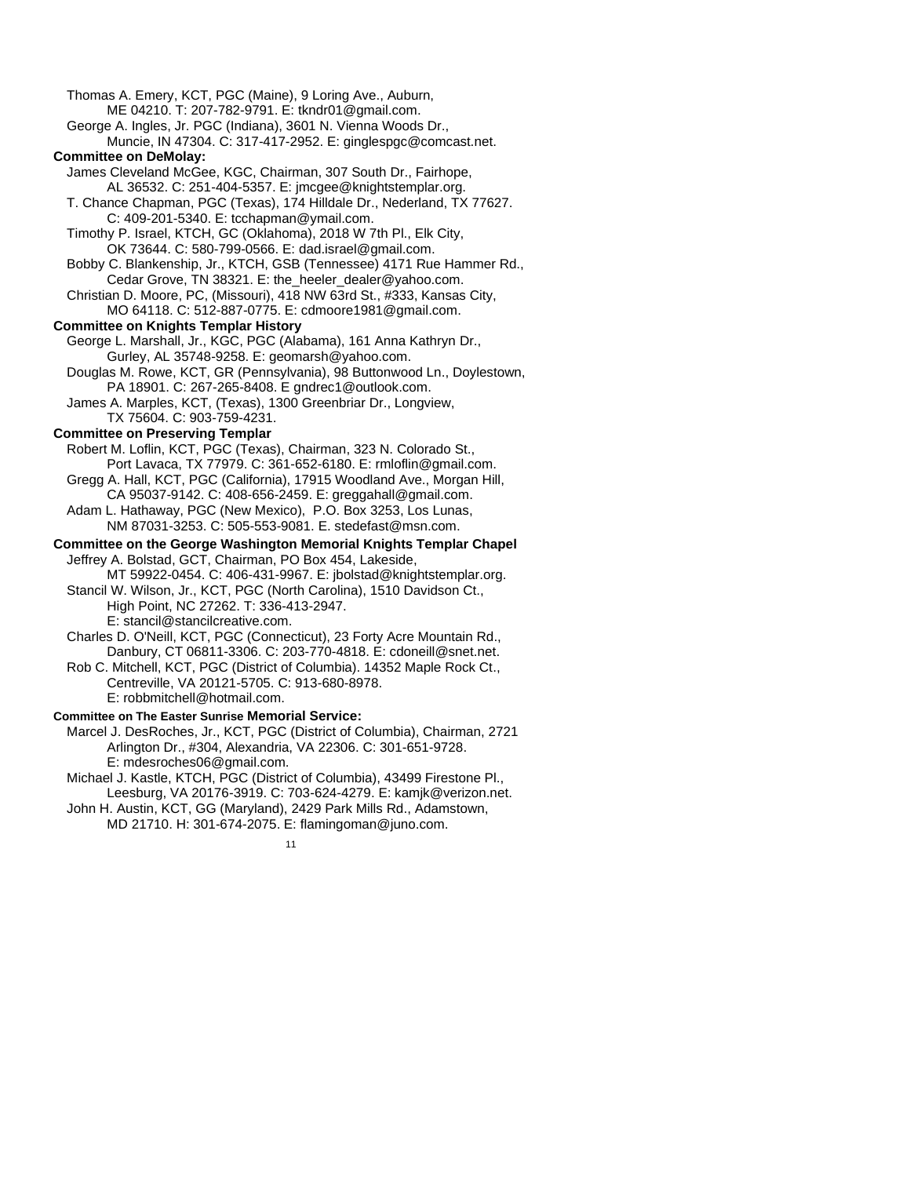Thomas A. Emery, KCT, PGC (Maine), 9 Loring Ave., Auburn, ME 04210. T: 207-782-9791. E: tkndr01@gmail.com.

George A. Ingles, Jr. PGC (Indiana), 3601 N. Vienna Woods Dr., Muncie, IN 47304. C: 317-417-2952. E: ginglespgc@comcast.net.

**Committee on DeMolay:**

James Cleveland McGee, KGC, Chairman, 307 South Dr., Fairhope, AL 36532. C: 251-404-5357. E: jmcgee@knightstemplar.org.

T. Chance Chapman, PGC (Texas), 174 Hilldale Dr., Nederland, TX 77627. C: 409-201-5340. E: tcchapman@ymail.com.

Timothy P. Israel, KTCH, GC (Oklahoma), 2018 W 7th Pl., Elk City, OK 73644. C: 580-799-0566. E: dad.israel@gmail.com.

Bobby C. Blankenship, Jr., KTCH, GSB (Tennessee) 4171 Rue Hammer Rd., Cedar Grove, TN 38321. E: the_heeler_dealer@yahoo.com.

Christian D. Moore, PC, (Missouri), 418 NW 63rd St., #333, Kansas City, MO 64118. C: 512-887-0775. E: cdmoore1981@gmail.com.

**Committee on Knights Templar History**

George L. Marshall, Jr., KGC, PGC (Alabama), 161 Anna Kathryn Dr., Gurley, AL 35748-9258. E: geomarsh@yahoo.com.

Douglas M. Rowe, KCT, GR (Pennsylvania), 98 Buttonwood Ln., Doylestown, PA 18901. C: 267-265-8408. E gndrec1@outlook.com.

James A. Marples, KCT, (Texas), 1300 Greenbriar Dr., Longview, TX 75604. C: 903-759-4231.

**Committee on Preserving Templar**

Robert M. Loflin, KCT, PGC (Texas), Chairman, 323 N. Colorado St., Port Lavaca, TX 77979. C: 361-652-6180. E: rmloflin@gmail.com.

Gregg A. Hall, KCT, PGC (California), 17915 Woodland Ave., Morgan Hill, CA 95037-9142. C: 408-656-2459. E: greggahall@gmail.com.

Adam L. Hathaway, PGC (New Mexico), P.O. Box 3253, Los Lunas, NM 87031-3253. C: 505-553-9081. E. stedefast@msn.com.

**Committee on the George Washington Memorial Knights Templar Chapel**

Jeffrey A. Bolstad, GCT, Chairman, PO Box 454, Lakeside, MT 59922-0454. C: 406-431-9967. E: jbolstad@knightstemplar.org.

Stancil W. Wilson, Jr., KCT, PGC (North Carolina), 1510 Davidson Ct., High Point, NC 27262. T: 336-413-2947. E: stancil@stancilcreative.com.

Charles D. O'Neill, KCT, PGC (Connecticut), 23 Forty Acre Mountain Rd., Danbury, CT 06811-3306. C: 203-770-4818. E: cdoneill@snet.net.

Rob C. Mitchell, KCT, PGC (District of Columbia). 14352 Maple Rock Ct., Centreville, VA 20121-5705. C: 913-680-8978. E: robbmitchell@hotmail.com.

**Committee on The Easter Sunrise Memorial Service:**

Marcel J. DesRoches, Jr., KCT, PGC (District of Columbia), Chairman, 2721 Arlington Dr., #304, Alexandria, VA 22306. C: 301-651-9728. E: mdesroches06@gmail.com.

Michael J. Kastle, KTCH, PGC (District of Columbia), 43499 Firestone Pl., Leesburg, VA 20176-3919. C: 703-624-4279. E: kamjk@verizon.net.

John H. Austin, KCT, GG (Maryland), 2429 Park Mills Rd., Adamstown, MD 21710. H: 301-674-2075. E: flamingoman@juno.com.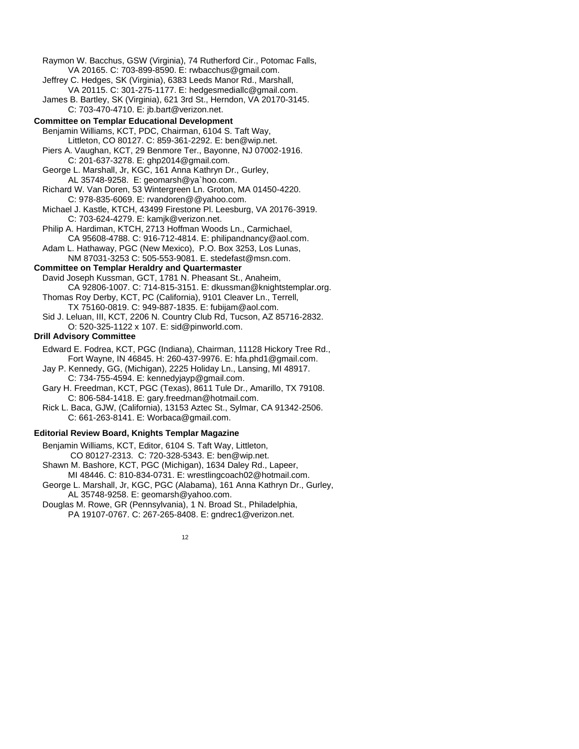Raymon W. Bacchus, GSW (Virginia), 74 Rutherford Cir., Potomac Falls, VA 20165. C: 703-899-8590. E: rwbacchus@gmail.com.

Jeffrey C. Hedges, SK (Virginia), 6383 Leeds Manor Rd., Marshall, VA 20115. C: 301-275-1177. E: hedgesmediallc@gmail.com.

James B. Bartley, SK (Virginia), 621 3rd St., Herndon, VA 20170-3145. C: 703-470-4710. E: jb.bart@verizon.net.

**Committee on Templar Educational Development**

Benjamin Williams, KCT, PDC, Chairman, 6104 S. Taft Way, Littleton, CO 80127. C: 859-361-2292. E: ben@wip.net.

Piers A. Vaughan, KCT, 29 Benmore Ter., Bayonne, NJ 07002-1916. C: 201-637-3278. E: ghp2014@gmail.com.

George L. Marshall, Jr, KGC, 161 Anna Kathryn Dr., Gurley, AL 35748-9258. E: geomarsh@ya`hoo.com.

Richard W. Van Doren, 53 Wintergreen Ln. Groton, MA 01450-4220. C: 978-835-6069. E: rvandoren@@yahoo.com.

Michael J. Kastle, KTCH, 43499 Firestone Pl. Leesburg, VA 20176-3919. C: 703-624-4279. E: kamjk@verizon.net.

Philip A. Hardiman, KTCH, 2713 Hoffman Woods Ln., Carmichael, CA 95608-4788. C: 916-712-4814. E: philipandnancy@aol.com.

Adam L. Hathaway, PGC (New Mexico), P.O. Box 3253, Los Lunas, NM 87031-3253 C: 505-553-9081. E. stedefast@msn.com.

**Committee on Templar Heraldry and Quartermaster**

David Joseph Kussman, GCT, 1781 N. Pheasant St., Anaheim, CA 92806-1007. C: 714-815-3151. E: dkussman@knightstemplar.org.

Thomas Roy Derby, KCT, PC (California), 9101 Cleaver Ln., Terrell, TX 75160-0819. C: 949-887-1835. E: fubijam@aol.com.

Sid J. Leluan, III, KCT, 2206 N. Country Club Rd, Tucson, AZ 85716-2832. O: 520-325-1122 x 107. E: sid@pinworld.com.

**Drill Advisory Committee**

Edward E. Fodrea, KCT, PGC (Indiana), Chairman, 11128 Hickory Tree Rd., Fort Wayne, IN 46845. H: 260-437-9976. E: hfa.phd1@gmail.com.

Jay P. Kennedy, GG, (Michigan), 2225 Holiday Ln., Lansing, MI 48917. C: 734-755-4594. E: kennedyjayp@gmail.com.

Gary H. Freedman, KCT, PGC (Texas), 8611 Tule Dr., Amarillo, TX 79108. C: 806-584-1418. E: gary.freedman@hotmail.com.

Rick L. Baca, GJW, (California), 13153 Aztec St., Sylmar, CA 91342-2506. C: 661-263-8141. E: Worbaca@gmail.com.

**Editorial Review Board, Knights Templar Magazine**

Benjamin Williams, KCT, Editor, 6104 S. Taft Way, Littleton, CO 80127-2313. C: 720-328-5343. E: ben@wip.net.

Shawn M. Bashore, KCT, PGC (Michigan), 1634 Daley Rd., Lapeer, MI 48446. C: 810-834-0731. E: wrestlingcoach02@hotmail.com.

George L. Marshall, Jr, KGC, PGC (Alabama), 161 Anna Kathryn Dr., Gurley, AL 35748-9258. E: geomarsh@yahoo.com.

Douglas M. Rowe, GR (Pennsylvania), 1 N. Broad St., Philadelphia, PA 19107-0767. C: 267-265-8408. E: gndrec1@verizon.net.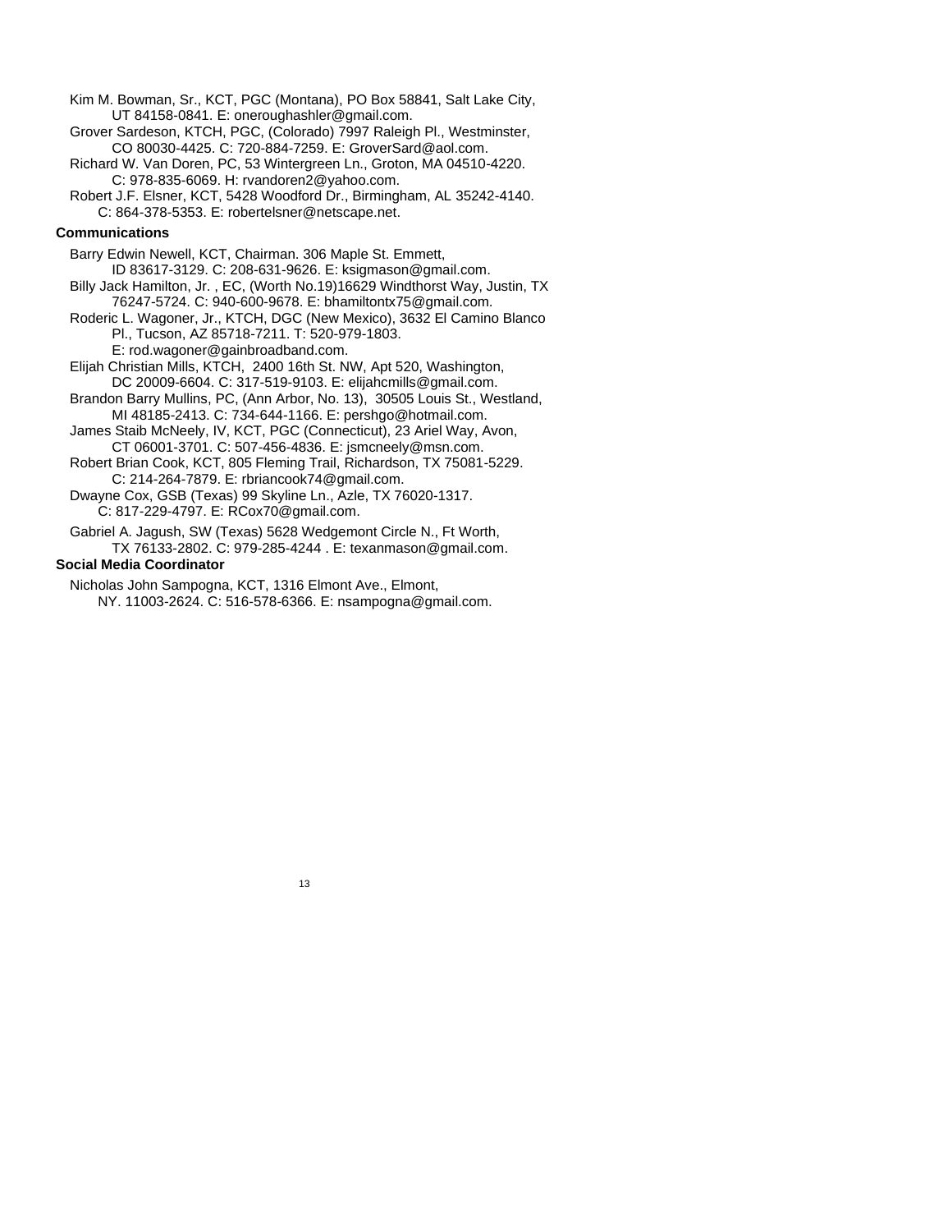Kim M. Bowman, Sr., KCT, PGC (Montana), PO Box 58841, Salt Lake City, UT 84158-0841. E: oneroughashler@gmail.com.

Grover Sardeson, KTCH, PGC, (Colorado) 7997 Raleigh Pl., Westminster, CO 80030-4425. C: 720-884-7259. E: GroverSard@aol.com.

Richard W. Van Doren, PC, 53 Wintergreen Ln., Groton, MA 04510-4220. C: 978-835-6069. H: rvandoren2@yahoo.com.

Robert J.F. Elsner, KCT, 5428 Woodford Dr., Birmingham, AL 35242-4140. C: 864-378-5353. E: robertelsner@netscape.net.

**Communications**

Barry Edwin Newell, KCT, Chairman. 306 Maple St. Emmett, ID 83617-3129. C: 208-631-9626. E: ksigmason@gmail.com.

Billy Jack Hamilton, Jr. , EC, (Worth No.19)16629 Windthorst Way, Justin, TX 76247-5724. C: 940-600-9678. E: bhamiltontx75@gmail.com.

Roderic L. Wagoner, Jr., KTCH, DGC (New Mexico), 3632 El Camino Blanco Pl., Tucson, AZ 85718-7211. T: 520-979-1803. E: rod.wagoner@gainbroadband.com.

Elijah Christian Mills, KTCH, 2400 16th St. NW, Apt 520, Washington, DC 20009-6604. C: 317-519-9103. E: elijahcmills@gmail.com.

Brandon Barry Mullins, PC, (Ann Arbor, No. 13), 30505 Louis St., Westland, MI 48185-2413. C: 734-644-1166. E: pershgo@hotmail.com.

James Staib McNeely, IV, KCT, PGC (Connecticut), 23 Ariel Way, Avon, CT 06001-3701. C: 507-456-4836. E: jsmcneely@msn.com.

Robert Brian Cook, KCT, 805 Fleming Trail, Richardson, TX 75081-5229. C: 214-264-7879. E: rbriancook74@gmail.com.

Dwayne Cox, GSB (Texas) 99 Skyline Ln., Azle, TX 76020-1317. C: 817-229-4797. E: RCox70@gmail.com.

Gabriel A. Jagush, SW (Texas) 5628 Wedgemont Circle N., Ft Worth, TX 76133-2802. C: 979-285-4244 . E: texanmason@gmail.com.

**Social Media Coordinator**

Nicholas John Sampogna, KCT, 1316 Elmont Ave., Elmont, NY. 11003-2624. C: 516-578-6366. E: nsampogna@gmail.com.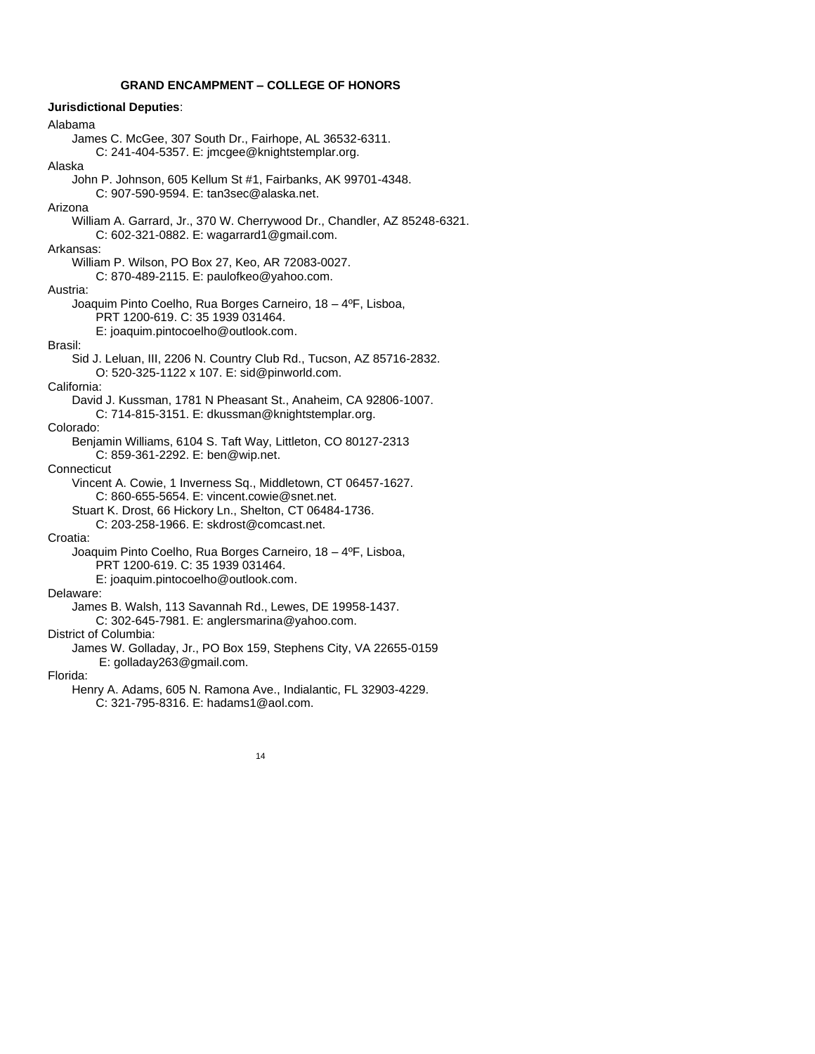### GRAND ENCAMPMENT – COLLEGE OF HONORS

**Jurisdictional Deputies**:

Alabama

James C. McGee, 307 South Dr., Fairhope, AL 36532-6311.
C: 241-404-5357. E: jmcgee@knightstemplar.org.

Alaska

John P. Johnson, 605 Kellum St #1, Fairbanks, AK 99701-4348.
C: 907-590-9594. E: tan3sec@alaska.net.

Arizona

William A. Garrard, Jr., 370 W. Cherrywood Dr., Chandler, AZ 85248-6321.
C: 602-321-0882. E: wagarrard1@gmail.com.

Arkansas:

William P. Wilson, PO Box 27, Keo, AR 72083-0027.
C: 870-489-2115. E: paulofkeo@yahoo.com.

Austria:

Joaquim Pinto Coelho, Rua Borges Carneiro, 18 – 4ºF, Lisboa,
PRT 1200-619. C: 35 1939 031464.
E: joaquim.pintocoelho@outlook.com.

Brasil:

Sid J. Leluan, III, 2206 N. Country Club Rd., Tucson, AZ 85716-2832.
O: 520-325-1122 x 107. E: sid@pinworld.com.

California:

David J. Kussman, 1781 N Pheasant St., Anaheim, CA 92806-1007.
C: 714-815-3151. E: dkussman@knightstemplar.org.

Colorado:

Benjamin Williams, 6104 S. Taft Way, Littleton, CO 80127-2313
C: 859-361-2292. E: ben@wip.net.

Connecticut

Vincent A. Cowie, 1 Inverness Sq., Middletown, CT 06457-1627.
C: 860-655-5654. E: vincent.cowie@snet.net.

Stuart K. Drost, 66 Hickory Ln., Shelton, CT 06484-1736.
C: 203-258-1966. E: skdrost@comcast.net.

Croatia:

Joaquim Pinto Coelho, Rua Borges Carneiro, 18 – 4ºF, Lisboa,
PRT 1200-619. C: 35 1939 031464.
E: joaquim.pintocoelho@outlook.com.

Delaware:

James B. Walsh, 113 Savannah Rd., Lewes, DE 19958-1437.
C: 302-645-7981. E: anglersmarina@yahoo.com.

District of Columbia:

James W. Golladay, Jr., PO Box 159, Stephens City, VA 22655-0159
E: golladay263@gmail.com.

Florida:

Henry A. Adams, 605 N. Ramona Ave., Indialantic, FL 32903-4229.
C: 321-795-8316. E: hadams1@aol.com.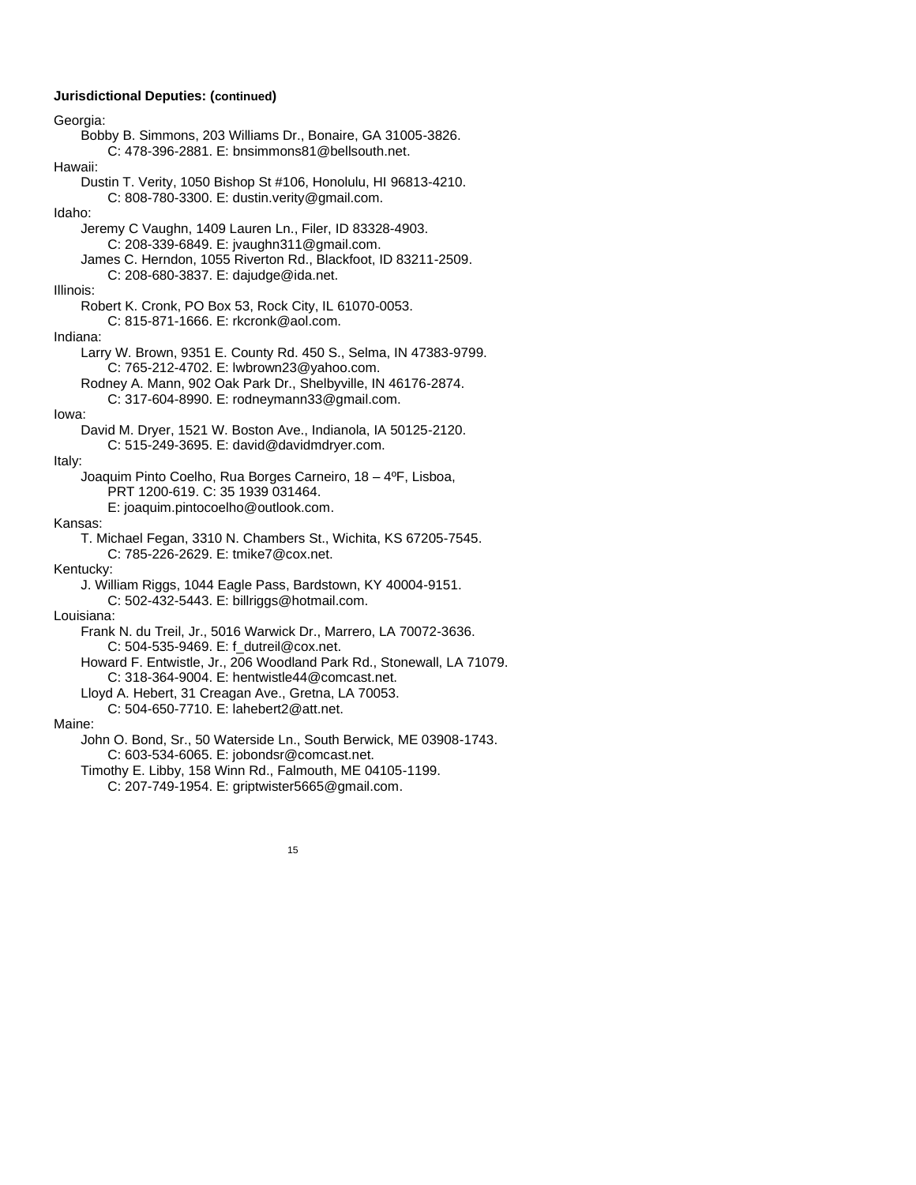**Jurisdictional Deputies: (continued)**

Georgia:

- Bobby B. Simmons, 203 Williams Dr., Bonaire, GA 31005-3826.
  C: 478-396-2881. E: bnsimmons81@bellsouth.net.

Hawaii:

- Dustin T. Verity, 1050 Bishop St #106, Honolulu, HI 96813-4210.
  C: 808-780-3300. E: dustin.verity@gmail.com.

Idaho:

- Jeremy C Vaughn, 1409 Lauren Ln., Filer, ID 83328-4903.
  C: 208-339-6849. E: jvaughn311@gmail.com.
- James C. Herndon, 1055 Riverton Rd., Blackfoot, ID 83211-2509.
  C: 208-680-3837. E: dajudge@ida.net.

Illinois:

- Robert K. Cronk, PO Box 53, Rock City, IL 61070-0053.
  C: 815-871-1666. E: rkcronk@aol.com.

Indiana:

- Larry W. Brown, 9351 E. County Rd. 450 S., Selma, IN 47383-9799.
  C: 765-212-4702. E: lwbrown23@yahoo.com.
- Rodney A. Mann, 902 Oak Park Dr., Shelbyville, IN 46176-2874.
  C: 317-604-8990. E: rodneymann33@gmail.com.

Iowa:

- David M. Dryer, 1521 W. Boston Ave., Indianola, IA 50125-2120.
  C: 515-249-3695. E: david@davidmdryer.com.

Italy:

- Joaquim Pinto Coelho, Rua Borges Carneiro, 18 – 4ºF, Lisboa,
  PRT 1200-619. C: 35 1939 031464.
  E: joaquim.pintocoelho@outlook.com.

Kansas:

- T. Michael Fegan, 3310 N. Chambers St., Wichita, KS 67205-7545.
  C: 785-226-2629. E: tmike7@cox.net.

Kentucky:

- J. William Riggs, 1044 Eagle Pass, Bardstown, KY 40004-9151.
  C: 502-432-5443. E: billriggs@hotmail.com.

Louisiana:

- Frank N. du Treil, Jr., 5016 Warwick Dr., Marrero, LA 70072-3636.
  C: 504-535-9469. E: f_dutreil@cox.net.
- Howard F. Entwistle, Jr., 206 Woodland Park Rd., Stonewall, LA 71079.
  C: 318-364-9004. E: hentwistle44@comcast.net.
- Lloyd A. Hebert, 31 Creagan Ave., Gretna, LA 70053.
  C: 504-650-7710. E: lahebert2@att.net.

Maine:

- John O. Bond, Sr., 50 Waterside Ln., South Berwick, ME 03908-1743.
  C: 603-534-6065. E: jobondsr@comcast.net.
- Timothy E. Libby, 158 Winn Rd., Falmouth, ME 04105-1199.
  C: 207-749-1954. E: griptwister5665@gmail.com.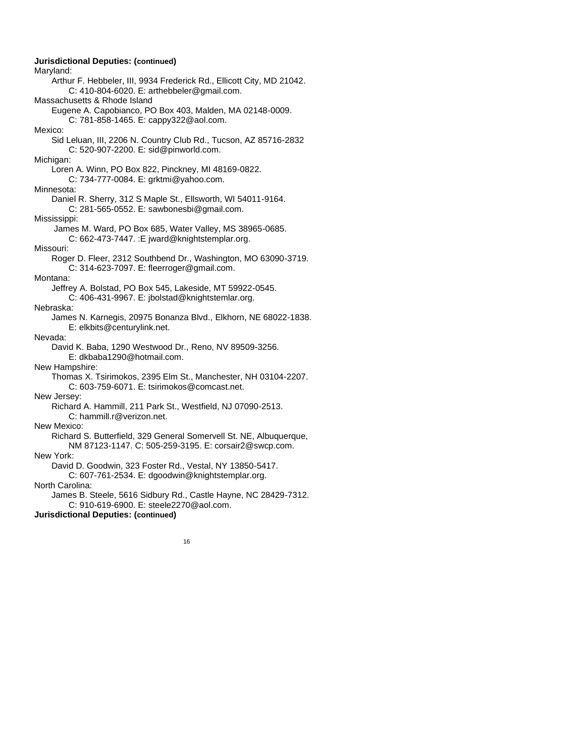**Jurisdictional Deputies: (continued)**

Maryland:

Arthur F. Hebbeler, III, 9934 Frederick Rd., Ellicott City, MD 21042.
C: 410-804-6020. E: arthebbeler@gmail.com.

Massachusetts & Rhode Island

Eugene A. Capobianco, PO Box 403, Malden, MA 02148-0009.
C: 781-858-1465. E: cappy322@aol.com.

Mexico:

Sid Leluan, III, 2206 N. Country Club Rd., Tucson, AZ 85716-2832
C: 520-907-2200. E: sid@pinworld.com.

Michigan:

Loren A. Winn, PO Box 822, Pinckney, MI 48169-0822.
C: 734-777-0084. E: grktmi@yahoo.com.

Minnesota:

Daniel R. Sherry, 312 S Maple St., Ellsworth, WI 54011-9164.
C: 281-565-0552. E: sawbonesbi@gmail.com.

Mississippi:

James M. Ward, PO Box 685, Water Valley, MS 38965-0685.
C: 662-473-7447. :E jward@knightstemplar.org.

Missouri:

Roger D. Fleer, 2312 Southbend Dr., Washington, MO 63090-3719.
C: 314-623-7097. E: fleerroger@gmail.com.

Montana:

Jeffrey A. Bolstad, PO Box 545, Lakeside, MT 59922-0545.
C: 406-431-9967. E: jbolstad@knightstemlar.org.

Nebraska:

James N. Karnegis, 20975 Bonanza Blvd., Elkhorn, NE 68022-1838.
E: elkbits@centurylink.net.

Nevada:

David K. Baba, 1290 Westwood Dr., Reno, NV 89509-3256.
E: dkbaba1290@hotmail.com.

New Hampshire:

Thomas X. Tsirimokos, 2395 Elm St., Manchester, NH 03104-2207.
C: 603-759-6071. E: tsirimokos@comcast.net.

New Jersey:

Richard A. Hammill, 211 Park St., Westfield, NJ 07090-2513.
C: hammill.r@verizon.net.

New Mexico:

Richard S. Butterfield, 329 General Somervell St. NE, Albuquerque, NM 87123-1147. C: 505-259-3195. E: corsair2@swcp.com.

New York:

David D. Goodwin, 323 Foster Rd., Vestal, NY 13850-5417.
C: 607-761-2534. E: dgoodwin@knightstemplar.org.

North Carolina:

James B. Steele, 5616 Sidbury Rd., Castle Hayne, NC 28429-7312.
C: 910-619-6900. E: steele2270@aol.com.

**Jurisdictional Deputies: (continued)**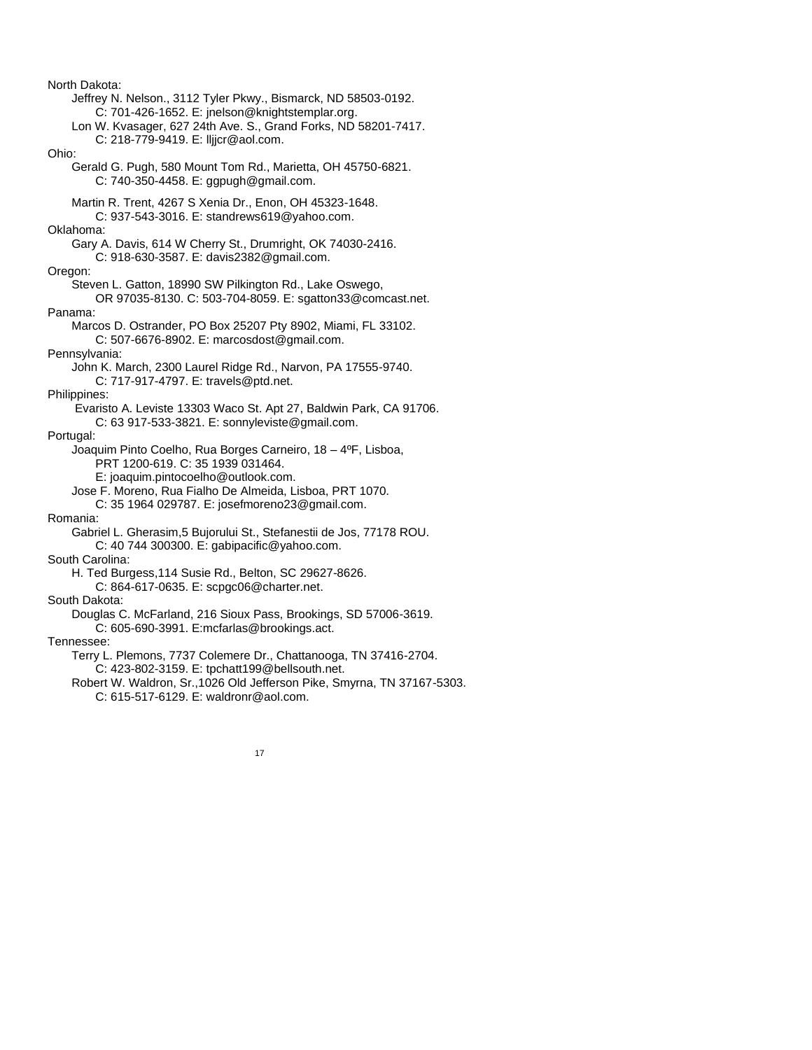North Dakota:

Jeffrey N. Nelson., 3112 Tyler Pkwy., Bismarck, ND 58503-0192.
C: 701-426-1652. E: jnelson@knightstemplar.org.

Lon W. Kvasager, 627 24th Ave. S., Grand Forks, ND 58201-7417.
C: 218-779-9419. E: lljjcr@aol.com.

Ohio:

Gerald G. Pugh, 580 Mount Tom Rd., Marietta, OH 45750-6821.
C: 740-350-4458. E: ggpugh@gmail.com.

Martin R. Trent, 4267 S Xenia Dr., Enon, OH 45323-1648.
C: 937-543-3016. E: standrews619@yahoo.com.

Oklahoma:

Gary A. Davis, 614 W Cherry St., Drumright, OK 74030-2416.
C: 918-630-3587. E: davis2382@gmail.com.

Oregon:

Steven L. Gatton, 18990 SW Pilkington Rd., Lake Oswego,
OR 97035-8130. C: 503-704-8059. E: sgatton33@comcast.net.

Panama:

Marcos D. Ostrander, PO Box 25207 Pty 8902, Miami, FL 33102.
C: 507-6676-8902. E: marcosdost@gmail.com.

Pennsylvania:

John K. March, 2300 Laurel Ridge Rd., Narvon, PA 17555-9740.
C: 717-917-4797. E: travels@ptd.net.

Philippines:

Evaristo A. Leviste 13303 Waco St. Apt 27, Baldwin Park, CA 91706.
C: 63 917-533-3821. E: sonnyleviste@gmail.com.

Portugal:

Joaquim Pinto Coelho, Rua Borges Carneiro, 18 – 4ºF, Lisboa,
PRT 1200-619. C: 35 1939 031464.
E: joaquim.pintocoelho@outlook.com.

Jose F. Moreno, Rua Fialho De Almeida, Lisboa, PRT 1070.
C: 35 1964 029787. E: josefmoreno23@gmail.com.

Romania:

Gabriel L. Gherasim,5 Bujorului St., Stefanestii de Jos, 77178 ROU.
C: 40 744 300300. E: gabipacific@yahoo.com.

South Carolina:

H. Ted Burgess,114 Susie Rd., Belton, SC 29627-8626.
C: 864-617-0635. E: scpgc06@charter.net.

South Dakota:

Douglas C. McFarland, 216 Sioux Pass, Brookings, SD 57006-3619.
C: 605-690-3991. E:mcfarlas@brookings.act.

Tennessee:

Terry L. Plemons, 7737 Colemere Dr., Chattanooga, TN 37416-2704.
C: 423-802-3159. E: tpchatt199@bellsouth.net.

Robert W. Waldron, Sr.,1026 Old Jefferson Pike, Smyrna, TN 37167-5303.
C: 615-517-6129. E: waldronr@aol.com.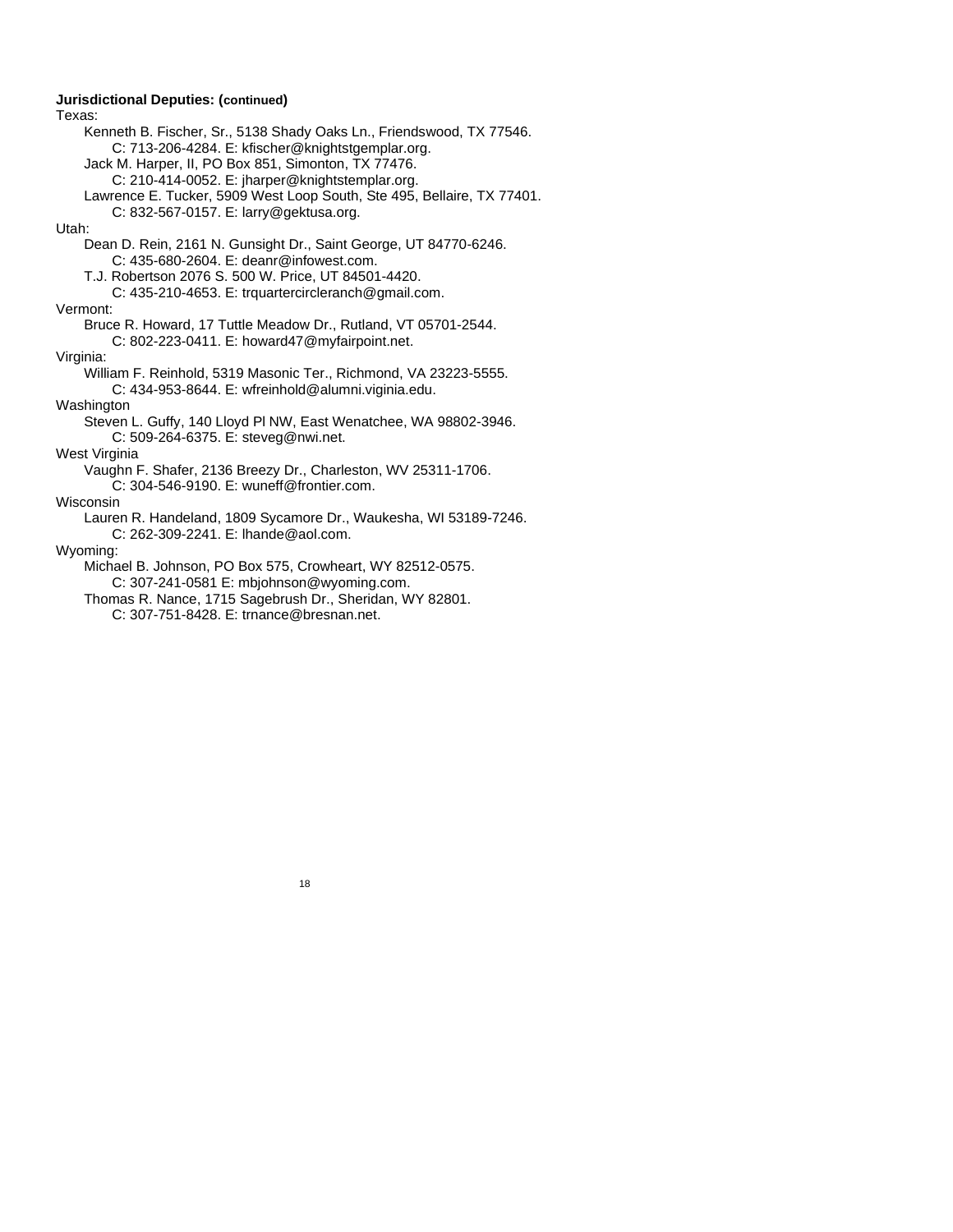**Jurisdictional Deputies: (continued)**

Texas:

Kenneth B. Fischer, Sr., 5138 Shady Oaks Ln., Friendswood, TX 77546.
C: 713-206-4284. E: kfischer@knightstgemplar.org.

Jack M. Harper, II, PO Box 851, Simonton, TX 77476.
C: 210-414-0052. E: jharper@knightstemplar.org.

Lawrence E. Tucker, 5909 West Loop South, Ste 495, Bellaire, TX 77401.
C: 832-567-0157. E: larry@gektusa.org.

Utah:

Dean D. Rein, 2161 N. Gunsight Dr., Saint George, UT 84770-6246.
C: 435-680-2604. E: deanr@infowest.com.

T.J. Robertson 2076 S. 500 W. Price, UT 84501-4420.
C: 435-210-4653. E: trquartercircleranch@gmail.com.

Vermont:

Bruce R. Howard, 17 Tuttle Meadow Dr., Rutland, VT 05701-2544.
C: 802-223-0411. E: howard47@myfairpoint.net.

Virginia:

William F. Reinhold, 5319 Masonic Ter., Richmond, VA 23223-5555.
C: 434-953-8644. E: wfreinhold@alumni.viginia.edu.

Washington

Steven L. Guffy, 140 Lloyd Pl NW, East Wenatchee, WA 98802-3946.
C: 509-264-6375. E: steveg@nwi.net.

West Virginia

Vaughn F. Shafer, 2136 Breezy Dr., Charleston, WV 25311-1706.
C: 304-546-9190. E: wuneff@frontier.com.

Wisconsin

Lauren R. Handeland, 1809 Sycamore Dr., Waukesha, WI 53189-7246.
C: 262-309-2241. E: lhande@aol.com.

Wyoming:

Michael B. Johnson, PO Box 575, Crowheart, WY 82512-0575.
C: 307-241-0581 E: mbjohnson@wyoming.com.

Thomas R. Nance, 1715 Sagebrush Dr., Sheridan, WY 82801.
C: 307-751-8428. E: trnance@bresnan.net.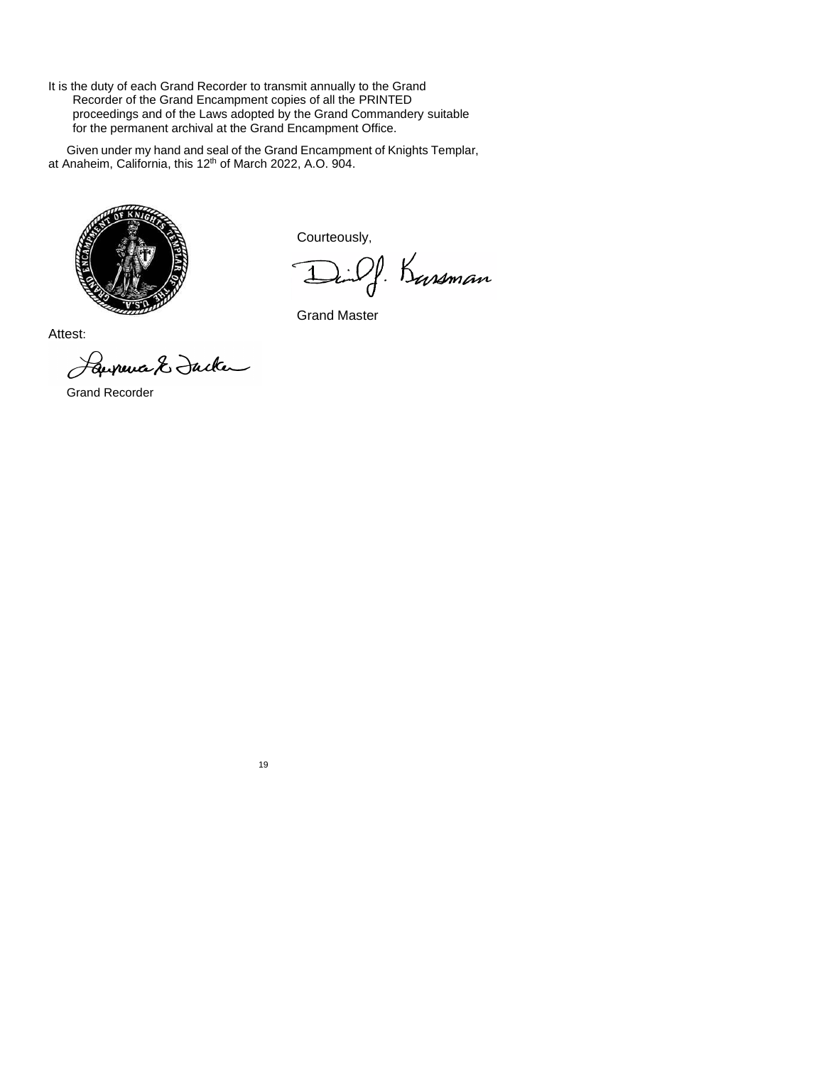It is the duty of each Grand Recorder to transmit annually to the Grand Recorder of the Grand Encampment copies of all the PRINTED proceedings and of the Laws adopted by the Grand Commandery suitable for the permanent archival at the Grand Encampment Office.

Given under my hand and seal of the Grand Encampment of Knights Templar, at Anaheim, California, this 12th of March 2022, A.O. 904.

Courteously,

David J. Kussman

Grand Master

Attest:

Lawrence E. Tucker

Grand Recorder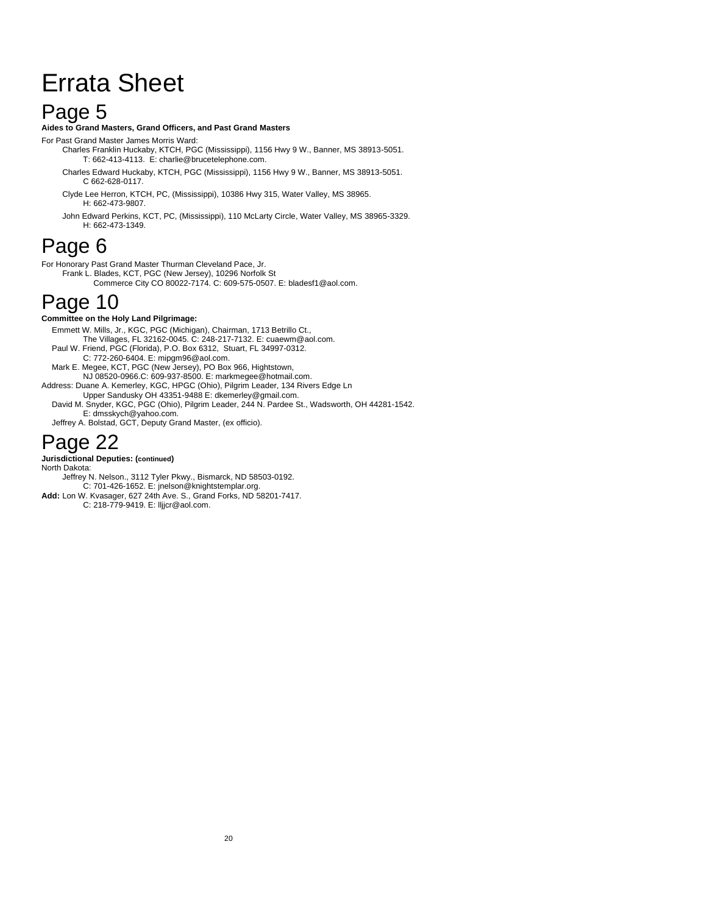# Errata Sheet

## Page 5

**Aides to Grand Masters, Grand Officers, and Past Grand Masters**

For Past Grand Master James Morris Ward:

Charles Franklin Huckaby, KTCH, PGC (Mississippi), 1156 Hwy 9 W., Banner, MS 38913-5051.
T: 662-413-4113. E: charlie@brucetelephone.com.

Charles Edward Huckaby, KTCH, PGC (Mississippi), 1156 Hwy 9 W., Banner, MS 38913-5051.
C 662-628-0117.

Clyde Lee Herron, KTCH, PC, (Mississippi), 10386 Hwy 315, Water Valley, MS 38965.
H: 662-473-9807.

John Edward Perkins, KCT, PC, (Mississippi), 110 McLarty Circle, Water Valley, MS 38965-3329.
H: 662-473-1349.

## Page 6

For Honorary Past Grand Master Thurman Cleveland Pace, Jr.

Frank L. Blades, KCT, PGC (New Jersey), 10296 Norfolk St
Commerce City CO 80022-7174. C: 609-575-0507. E: bladesf1@aol.com.

## Page 10

**Committee on the Holy Land Pilgrimage:**

Emmett W. Mills, Jr., KGC, PGC (Michigan), Chairman, 1713 Betrillo Ct.,
The Villages, FL 32162-0045. C: 248-217-7132. E: cuaewm@aol.com.

Paul W. Friend, PGC (Florida), P.O. Box 6312, Stuart, FL 34997-0312.
C: 772-260-6404. E: mipgm96@aol.com.

Mark E. Megee, KCT, PGC (New Jersey), PO Box 966, Hightstown,
NJ 08520-0966.C: 609-937-8500. E: markmegee@hotmail.com.

Address: Duane A. Kemerley, KGC, HPGC (Ohio), Pilgrim Leader, 134 Rivers Edge Ln
Upper Sandusky OH 43351-9488 E: dkemerley@gmail.com.

David M. Snyder, KGC, PGC (Ohio), Pilgrim Leader, 244 N. Pardee St., Wadsworth, OH 44281-1542.
E: dmsskych@yahoo.com.

Jeffrey A. Bolstad, GCT, Deputy Grand Master, (ex officio).

## Page 22

**Jurisdictional Deputies: (continued)**

North Dakota:

Jeffrey N. Nelson., 3112 Tyler Pkwy., Bismarck, ND 58503-0192.
C: 701-426-1652. E: jnelson@knightstemplar.org.

**Add:** Lon W. Kvasager, 627 24th Ave. S., Grand Forks, ND 58201-7417.
C: 218-779-9419. E: lljjcr@aol.com.